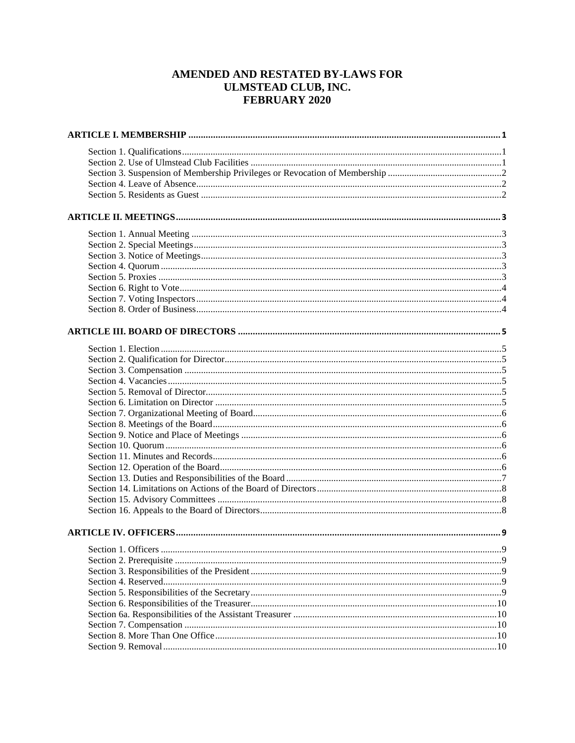# AMENDED AND RESTATED BY-LAWS FOR ULMSTEAD CLUB, INC. FEBRUARY 2020

**ARTICLE I. MEMBERSHIP** .......... 1

- Section 1. Qualifications .......... 1
- Section 2. Use of Ulmstead Club Facilities .......... 1
- Section 3. Suspension of Membership Privileges or Revocation of Membership .......... 2
- Section 4. Leave of Absence .......... 2
- Section 5. Residents as Guest .......... 2

**ARTICLE II. MEETINGS** .......... 3

- Section 1. Annual Meeting .......... 3
- Section 2. Special Meetings .......... 3
- Section 3. Notice of Meetings .......... 3
- Section 4. Quorum .......... 3
- Section 5. Proxies .......... 3
- Section 6. Right to Vote .......... 4
- Section 7. Voting Inspectors .......... 4
- Section 8. Order of Business .......... 4

**ARTICLE III. BOARD OF DIRECTORS** .......... 5

- Section 1. Election .......... 5
- Section 2. Qualification for Director .......... 5
- Section 3. Compensation .......... 5
- Section 4. Vacancies .......... 5
- Section 5. Removal of Director .......... 5
- Section 6. Limitation on Director .......... 5
- Section 7. Organizational Meeting of Board .......... 6
- Section 8. Meetings of the Board .......... 6
- Section 9. Notice and Place of Meetings .......... 6
- Section 10. Quorum .......... 6
- Section 11. Minutes and Records .......... 6
- Section 12. Operation of the Board .......... 6
- Section 13. Duties and Responsibilities of the Board .......... 7
- Section 14. Limitations on Actions of the Board of Directors .......... 8
- Section 15. Advisory Committees .......... 8
- Section 16. Appeals to the Board of Directors .......... 8

**ARTICLE IV. OFFICERS** .......... 9

- Section 1. Officers .......... 9
- Section 2. Prerequisite .......... 9
- Section 3. Responsibilities of the President .......... 9
- Section 4. Reserved .......... 9
- Section 5. Responsibilities of the Secretary .......... 9
- Section 6. Responsibilities of the Treasurer .......... 10
- Section 6a. Responsibilities of the Assistant Treasurer .......... 10
- Section 7. Compensation .......... 10
- Section 8. More Than One Office .......... 10
- Section 9. Removal .......... 10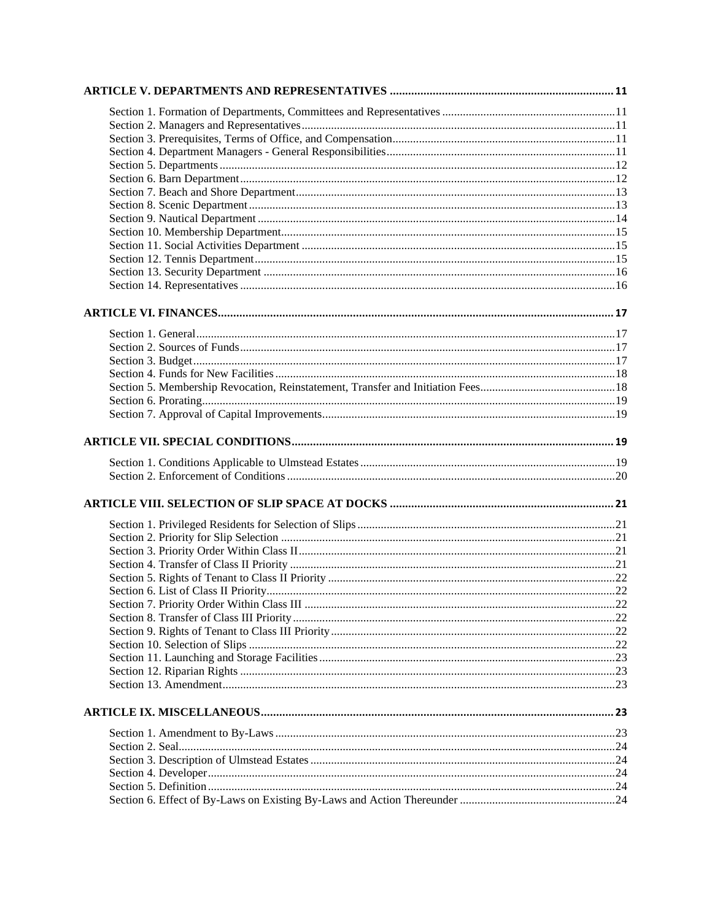**ARTICLE V. DEPARTMENTS AND REPRESENTATIVES ........................................................................ 11**

Section 1. Formation of Departments, Committees and Representatives ..........................................................11
Section 2. Managers and Representatives..........................................................................................................11
Section 3. Prerequisites, Terms of Office, and Compensation............................................................................11
Section 4. Department Managers - General Responsibilities.............................................................................11
Section 5. Departments.....................................................................................................................................12
Section 6. Barn Department..............................................................................................................................12
Section 7. Beach and Shore Department...........................................................................................................13
Section 8. Scenic Department...........................................................................................................................13
Section 9. Nautical Department........................................................................................................................14
Section 10. Membership Department................................................................................................................15
Section 11. Social Activities Department..........................................................................................................15
Section 12. Tennis Department.........................................................................................................................15
Section 13. Security Department.......................................................................................................................16
Section 14. Representatives..............................................................................................................................16

**ARTICLE VI. FINANCES.................................................................................................................... 17**

Section 1. General............................................................................................................................................17
Section 2. Sources of Funds..............................................................................................................................17
Section 3. Budget.............................................................................................................................................17
Section 4. Funds for New Facilities..................................................................................................................18
Section 5. Membership Revocation, Reinstatement, Transfer and Initiation Fees.............................................18
Section 6. Prorating..........................................................................................................................................19
Section 7. Approval of Capital Improvements..................................................................................................19

**ARTICLE VII. SPECIAL CONDITIONS........................................................................................... 19**

Section 1. Conditions Applicable to Ulmstead Estates.....................................................................................19
Section 2. Enforcement of Conditions..............................................................................................................20

**ARTICLE VIII. SELECTION OF SLIP SPACE AT DOCKS ........................................................... 21**

Section 1. Privileged Residents for Selection of Slips......................................................................................21
Section 2. Priority for Slip Selection................................................................................................................21
Section 3. Priority Order Within Class II..........................................................................................................21
Section 4. Transfer of Class II Priority.............................................................................................................21
Section 5. Rights of Tenant to Class II Priority.................................................................................................22
Section 6. List of Class II Priority.....................................................................................................................22
Section 7. Priority Order Within Class III........................................................................................................22
Section 8. Transfer of Class III Priority............................................................................................................22
Section 9. Rights of Tenant to Class III Priority...............................................................................................22
Section 10. Selection of Slips...........................................................................................................................22
Section 11. Launching and Storage Facilities...................................................................................................23
Section 12. Riparian Rights..............................................................................................................................23
Section 13. Amendment....................................................................................................................................23

**ARTICLE IX. MISCELLANEOUS..................................................................................................... 23**

Section 1. Amendment to By-Laws..................................................................................................................23
Section 2. Seal..................................................................................................................................................24
Section 3. Description of Ulmstead Estates......................................................................................................24
Section 4. Developer.........................................................................................................................................24
Section 5. Definition.........................................................................................................................................24
Section 6. Effect of By-Laws on Existing By-Laws and Action Thereunder....................................................24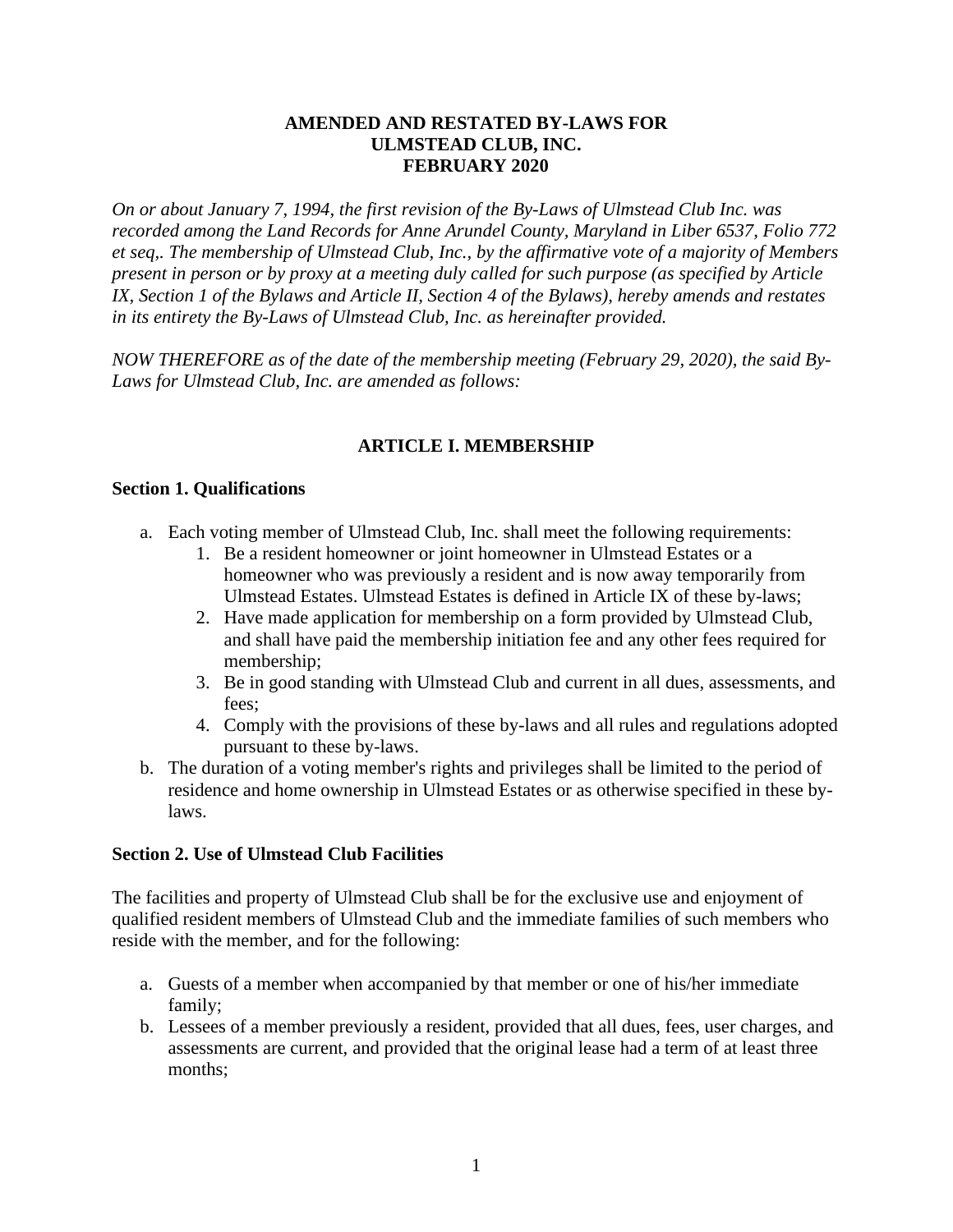# AMENDED AND RESTATED BY-LAWS FOR ULMSTEAD CLUB, INC. FEBRUARY 2020

*On or about January 7, 1994, the first revision of the By-Laws of Ulmstead Club Inc. was recorded among the Land Records for Anne Arundel County, Maryland in Liber 6537, Folio 772 et seq,. The membership of Ulmstead Club, Inc., by the affirmative vote of a majority of Members present in person or by proxy at a meeting duly called for such purpose (as specified by Article IX, Section 1 of the Bylaws and Article II, Section 4 of the Bylaws), hereby amends and restates in its entirety the By-Laws of Ulmstead Club, Inc. as hereinafter provided.*

*NOW THEREFORE as of the date of the membership meeting (February 29, 2020), the said By-Laws for Ulmstead Club, Inc. are amended as follows:*

## ARTICLE I. MEMBERSHIP

### Section 1. Qualifications

a. Each voting member of Ulmstead Club, Inc. shall meet the following requirements:
   1. Be a resident homeowner or joint homeowner in Ulmstead Estates or a homeowner who was previously a resident and is now away temporarily from Ulmstead Estates. Ulmstead Estates is defined in Article IX of these by-laws;
   2. Have made application for membership on a form provided by Ulmstead Club, and shall have paid the membership initiation fee and any other fees required for membership;
   3. Be in good standing with Ulmstead Club and current in all dues, assessments, and fees;
   4. Comply with the provisions of these by-laws and all rules and regulations adopted pursuant to these by-laws.
b. The duration of a voting member's rights and privileges shall be limited to the period of residence and home ownership in Ulmstead Estates or as otherwise specified in these by-laws.

### Section 2. Use of Ulmstead Club Facilities

The facilities and property of Ulmstead Club shall be for the exclusive use and enjoyment of qualified resident members of Ulmstead Club and the immediate families of such members who reside with the member, and for the following:

a. Guests of a member when accompanied by that member or one of his/her immediate family;
b. Lessees of a member previously a resident, provided that all dues, fees, user charges, and assessments are current, and provided that the original lease had a term of at least three months;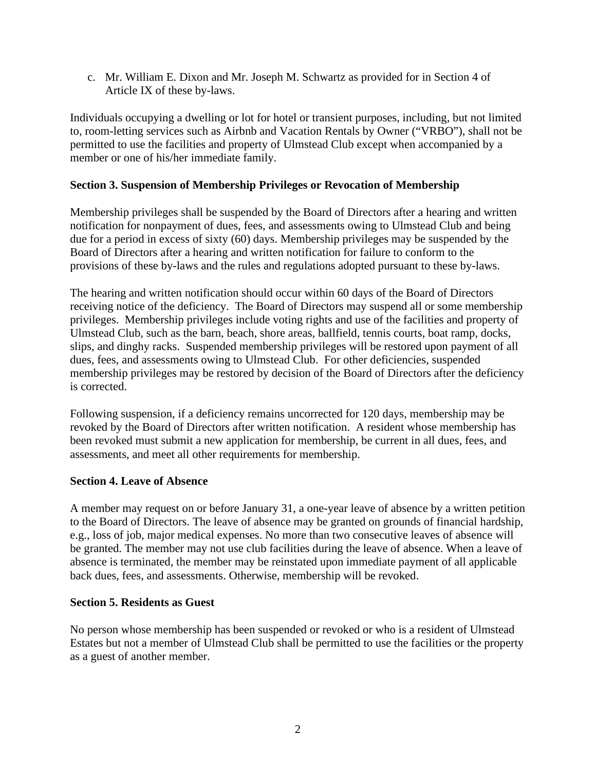c. Mr. William E. Dixon and Mr. Joseph M. Schwartz as provided for in Section 4 of Article IX of these by-laws.

Individuals occupying a dwelling or lot for hotel or transient purposes, including, but not limited to, room-letting services such as Airbnb and Vacation Rentals by Owner ("VRBO"), shall not be permitted to use the facilities and property of Ulmstead Club except when accompanied by a member or one of his/her immediate family.

**Section 3. Suspension of Membership Privileges or Revocation of Membership**

Membership privileges shall be suspended by the Board of Directors after a hearing and written notification for nonpayment of dues, fees, and assessments owing to Ulmstead Club and being due for a period in excess of sixty (60) days. Membership privileges may be suspended by the Board of Directors after a hearing and written notification for failure to conform to the provisions of these by-laws and the rules and regulations adopted pursuant to these by-laws.

The hearing and written notification should occur within 60 days of the Board of Directors receiving notice of the deficiency. The Board of Directors may suspend all or some membership privileges. Membership privileges include voting rights and use of the facilities and property of Ulmstead Club, such as the barn, beach, shore areas, ballfield, tennis courts, boat ramp, docks, slips, and dinghy racks. Suspended membership privileges will be restored upon payment of all dues, fees, and assessments owing to Ulmstead Club. For other deficiencies, suspended membership privileges may be restored by decision of the Board of Directors after the deficiency is corrected.

Following suspension, if a deficiency remains uncorrected for 120 days, membership may be revoked by the Board of Directors after written notification. A resident whose membership has been revoked must submit a new application for membership, be current in all dues, fees, and assessments, and meet all other requirements for membership.

**Section 4. Leave of Absence**

A member may request on or before January 31, a one-year leave of absence by a written petition to the Board of Directors. The leave of absence may be granted on grounds of financial hardship, e.g., loss of job, major medical expenses. No more than two consecutive leaves of absence will be granted. The member may not use club facilities during the leave of absence. When a leave of absence is terminated, the member may be reinstated upon immediate payment of all applicable back dues, fees, and assessments. Otherwise, membership will be revoked.

**Section 5. Residents as Guest**

No person whose membership has been suspended or revoked or who is a resident of Ulmstead Estates but not a member of Ulmstead Club shall be permitted to use the facilities or the property as a guest of another member.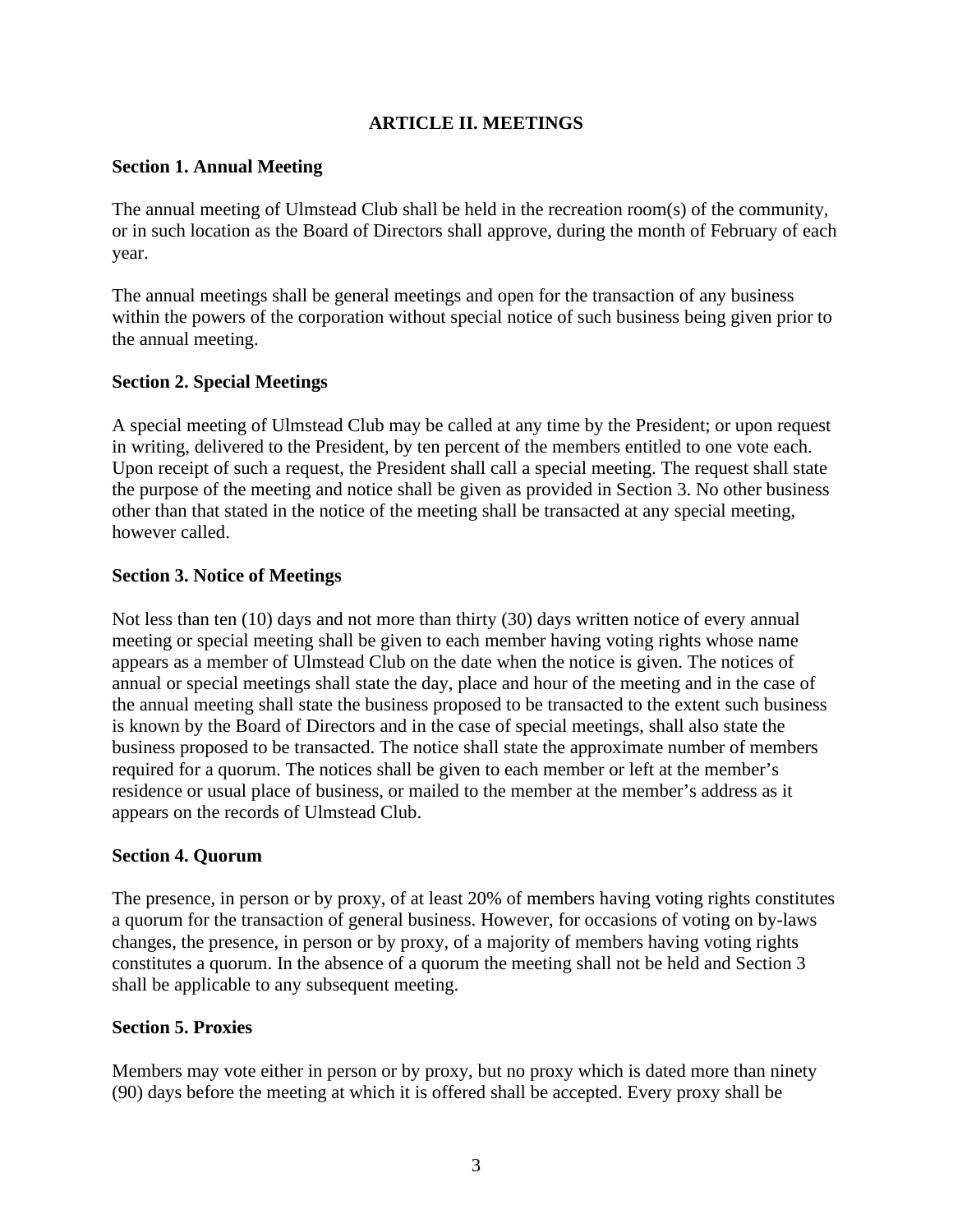## ARTICLE II. MEETINGS

### Section 1. Annual Meeting

The annual meeting of Ulmstead Club shall be held in the recreation room(s) of the community, or in such location as the Board of Directors shall approve, during the month of February of each year.

The annual meetings shall be general meetings and open for the transaction of any business within the powers of the corporation without special notice of such business being given prior to the annual meeting.

### Section 2. Special Meetings

A special meeting of Ulmstead Club may be called at any time by the President; or upon request in writing, delivered to the President, by ten percent of the members entitled to one vote each. Upon receipt of such a request, the President shall call a special meeting. The request shall state the purpose of the meeting and notice shall be given as provided in Section 3. No other business other than that stated in the notice of the meeting shall be transacted at any special meeting, however called.

### Section 3. Notice of Meetings

Not less than ten (10) days and not more than thirty (30) days written notice of every annual meeting or special meeting shall be given to each member having voting rights whose name appears as a member of Ulmstead Club on the date when the notice is given. The notices of annual or special meetings shall state the day, place and hour of the meeting and in the case of the annual meeting shall state the business proposed to be transacted to the extent such business is known by the Board of Directors and in the case of special meetings, shall also state the business proposed to be transacted. The notice shall state the approximate number of members required for a quorum. The notices shall be given to each member or left at the member's residence or usual place of business, or mailed to the member at the member's address as it appears on the records of Ulmstead Club.

### Section 4. Quorum

The presence, in person or by proxy, of at least 20% of members having voting rights constitutes a quorum for the transaction of general business. However, for occasions of voting on by-laws changes, the presence, in person or by proxy, of a majority of members having voting rights constitutes a quorum. In the absence of a quorum the meeting shall not be held and Section 3 shall be applicable to any subsequent meeting.

### Section 5. Proxies

Members may vote either in person or by proxy, but no proxy which is dated more than ninety (90) days before the meeting at which it is offered shall be accepted. Every proxy shall be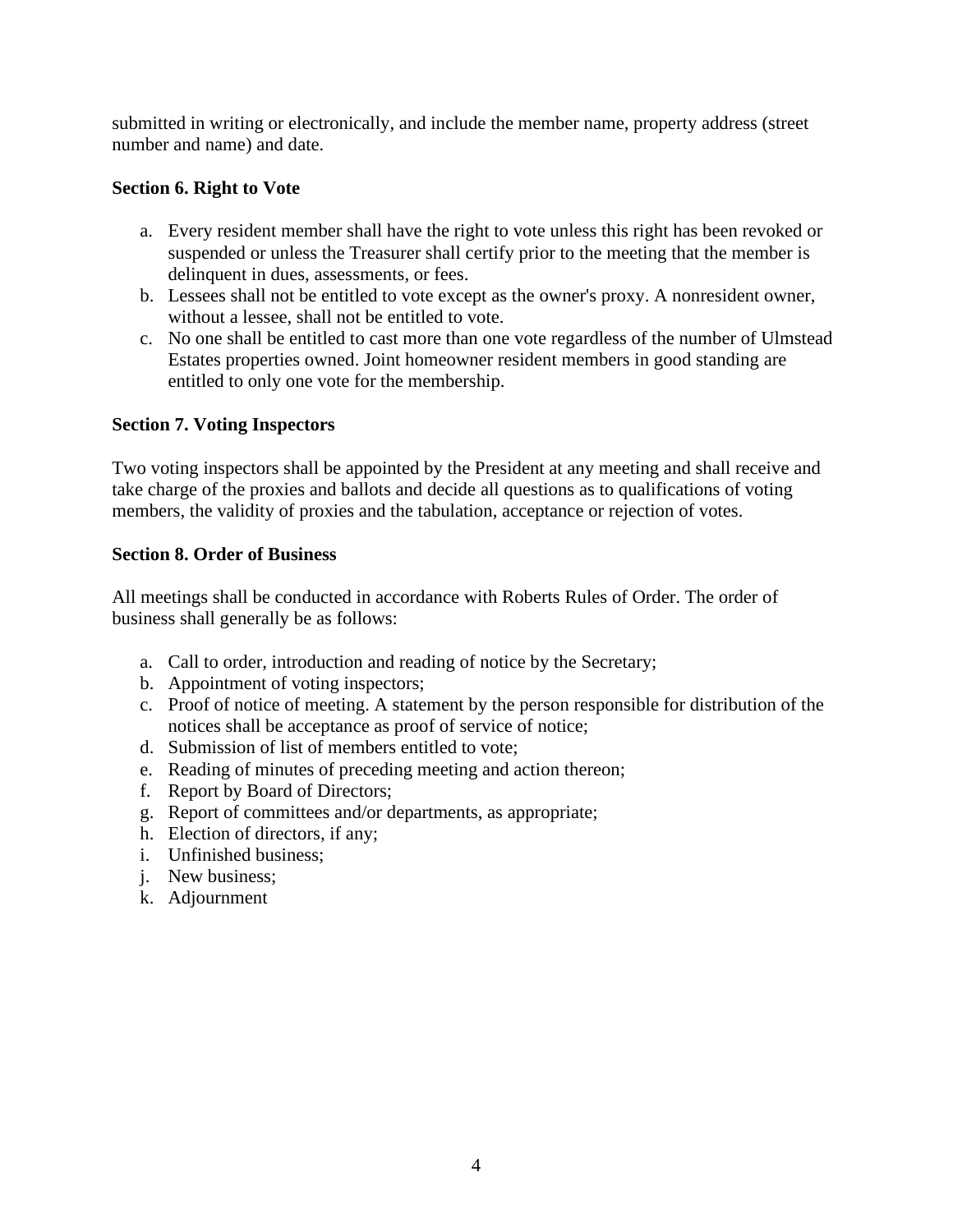submitted in writing or electronically, and include the member name, property address (street number and name) and date.

**Section 6. Right to Vote**

a. Every resident member shall have the right to vote unless this right has been revoked or suspended or unless the Treasurer shall certify prior to the meeting that the member is delinquent in dues, assessments, or fees.
b. Lessees shall not be entitled to vote except as the owner's proxy. A nonresident owner, without a lessee, shall not be entitled to vote.
c. No one shall be entitled to cast more than one vote regardless of the number of Ulmstead Estates properties owned. Joint homeowner resident members in good standing are entitled to only one vote for the membership.

**Section 7. Voting Inspectors**

Two voting inspectors shall be appointed by the President at any meeting and shall receive and take charge of the proxies and ballots and decide all questions as to qualifications of voting members, the validity of proxies and the tabulation, acceptance or rejection of votes.

**Section 8. Order of Business**

All meetings shall be conducted in accordance with Roberts Rules of Order. The order of business shall generally be as follows:

a. Call to order, introduction and reading of notice by the Secretary;
b. Appointment of voting inspectors;
c. Proof of notice of meeting. A statement by the person responsible for distribution of the notices shall be acceptance as proof of service of notice;
d. Submission of list of members entitled to vote;
e. Reading of minutes of preceding meeting and action thereon;
f. Report by Board of Directors;
g. Report of committees and/or departments, as appropriate;
h. Election of directors, if any;
i. Unfinished business;
j. New business;
k. Adjournment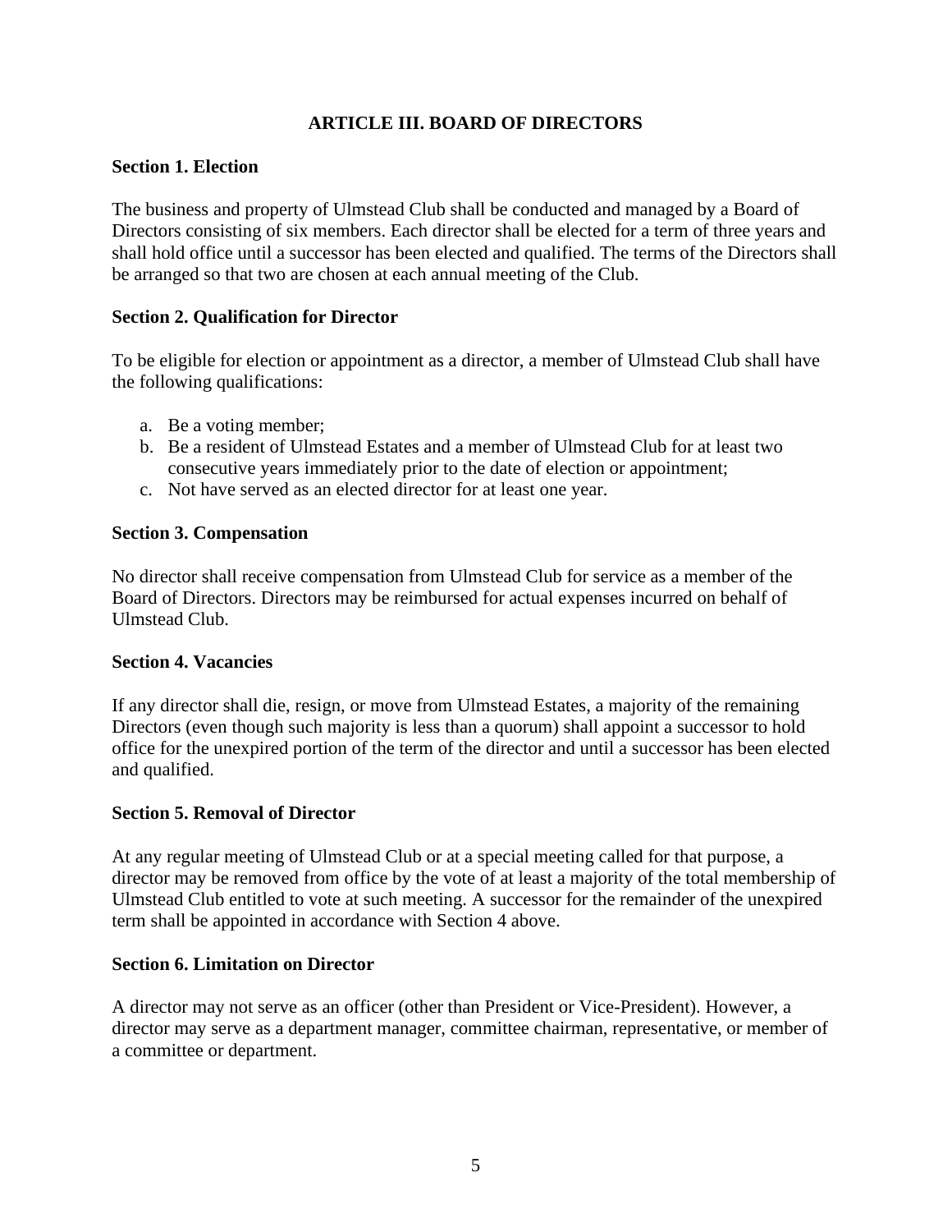## ARTICLE III. BOARD OF DIRECTORS

### Section 1. Election

The business and property of Ulmstead Club shall be conducted and managed by a Board of Directors consisting of six members. Each director shall be elected for a term of three years and shall hold office until a successor has been elected and qualified. The terms of the Directors shall be arranged so that two are chosen at each annual meeting of the Club.

### Section 2. Qualification for Director

To be eligible for election or appointment as a director, a member of Ulmstead Club shall have the following qualifications:

a. Be a voting member;
b. Be a resident of Ulmstead Estates and a member of Ulmstead Club for at least two consecutive years immediately prior to the date of election or appointment;
c. Not have served as an elected director for at least one year.

### Section 3. Compensation

No director shall receive compensation from Ulmstead Club for service as a member of the Board of Directors. Directors may be reimbursed for actual expenses incurred on behalf of Ulmstead Club.

### Section 4. Vacancies

If any director shall die, resign, or move from Ulmstead Estates, a majority of the remaining Directors (even though such majority is less than a quorum) shall appoint a successor to hold office for the unexpired portion of the term of the director and until a successor has been elected and qualified.

### Section 5. Removal of Director

At any regular meeting of Ulmstead Club or at a special meeting called for that purpose, a director may be removed from office by the vote of at least a majority of the total membership of Ulmstead Club entitled to vote at such meeting. A successor for the remainder of the unexpired term shall be appointed in accordance with Section 4 above.

### Section 6. Limitation on Director

A director may not serve as an officer (other than President or Vice-President). However, a director may serve as a department manager, committee chairman, representative, or member of a committee or department.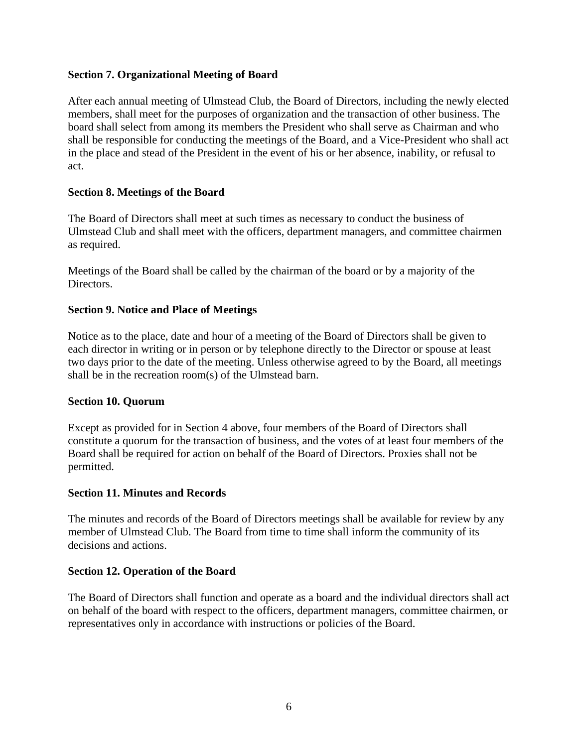**Section 7. Organizational Meeting of Board**

After each annual meeting of Ulmstead Club, the Board of Directors, including the newly elected members, shall meet for the purposes of organization and the transaction of other business. The board shall select from among its members the President who shall serve as Chairman and who shall be responsible for conducting the meetings of the Board, and a Vice-President who shall act in the place and stead of the President in the event of his or her absence, inability, or refusal to act.

**Section 8. Meetings of the Board**

The Board of Directors shall meet at such times as necessary to conduct the business of Ulmstead Club and shall meet with the officers, department managers, and committee chairmen as required.

Meetings of the Board shall be called by the chairman of the board or by a majority of the Directors.

**Section 9. Notice and Place of Meetings**

Notice as to the place, date and hour of a meeting of the Board of Directors shall be given to each director in writing or in person or by telephone directly to the Director or spouse at least two days prior to the date of the meeting. Unless otherwise agreed to by the Board, all meetings shall be in the recreation room(s) of the Ulmstead barn.

**Section 10. Quorum**

Except as provided for in Section 4 above, four members of the Board of Directors shall constitute a quorum for the transaction of business, and the votes of at least four members of the Board shall be required for action on behalf of the Board of Directors. Proxies shall not be permitted.

**Section 11. Minutes and Records**

The minutes and records of the Board of Directors meetings shall be available for review by any member of Ulmstead Club. The Board from time to time shall inform the community of its decisions and actions.

**Section 12. Operation of the Board**

The Board of Directors shall function and operate as a board and the individual directors shall act on behalf of the board with respect to the officers, department managers, committee chairmen, or representatives only in accordance with instructions or policies of the Board.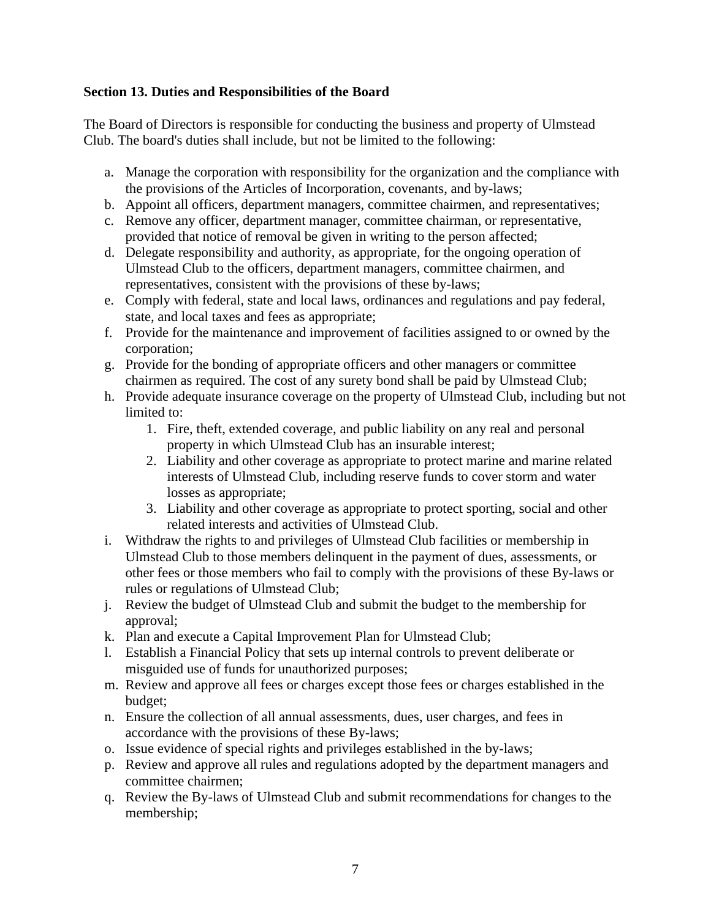**Section 13. Duties and Responsibilities of the Board**

The Board of Directors is responsible for conducting the business and property of Ulmstead Club. The board's duties shall include, but not be limited to the following:

a. Manage the corporation with responsibility for the organization and the compliance with the provisions of the Articles of Incorporation, covenants, and by-laws;
b. Appoint all officers, department managers, committee chairmen, and representatives;
c. Remove any officer, department manager, committee chairman, or representative, provided that notice of removal be given in writing to the person affected;
d. Delegate responsibility and authority, as appropriate, for the ongoing operation of Ulmstead Club to the officers, department managers, committee chairmen, and representatives, consistent with the provisions of these by-laws;
e. Comply with federal, state and local laws, ordinances and regulations and pay federal, state, and local taxes and fees as appropriate;
f. Provide for the maintenance and improvement of facilities assigned to or owned by the corporation;
g. Provide for the bonding of appropriate officers and other managers or committee chairmen as required. The cost of any surety bond shall be paid by Ulmstead Club;
h. Provide adequate insurance coverage on the property of Ulmstead Club, including but not limited to:
    1. Fire, theft, extended coverage, and public liability on any real and personal property in which Ulmstead Club has an insurable interest;
    2. Liability and other coverage as appropriate to protect marine and marine related interests of Ulmstead Club, including reserve funds to cover storm and water losses as appropriate;
    3. Liability and other coverage as appropriate to protect sporting, social and other related interests and activities of Ulmstead Club.
i. Withdraw the rights to and privileges of Ulmstead Club facilities or membership in Ulmstead Club to those members delinquent in the payment of dues, assessments, or other fees or those members who fail to comply with the provisions of these By-laws or rules or regulations of Ulmstead Club;
j. Review the budget of Ulmstead Club and submit the budget to the membership for approval;
k. Plan and execute a Capital Improvement Plan for Ulmstead Club;
l. Establish a Financial Policy that sets up internal controls to prevent deliberate or misguided use of funds for unauthorized purposes;
m. Review and approve all fees or charges except those fees or charges established in the budget;
n. Ensure the collection of all annual assessments, dues, user charges, and fees in accordance with the provisions of these By-laws;
o. Issue evidence of special rights and privileges established in the by-laws;
p. Review and approve all rules and regulations adopted by the department managers and committee chairmen;
q. Review the By-laws of Ulmstead Club and submit recommendations for changes to the membership;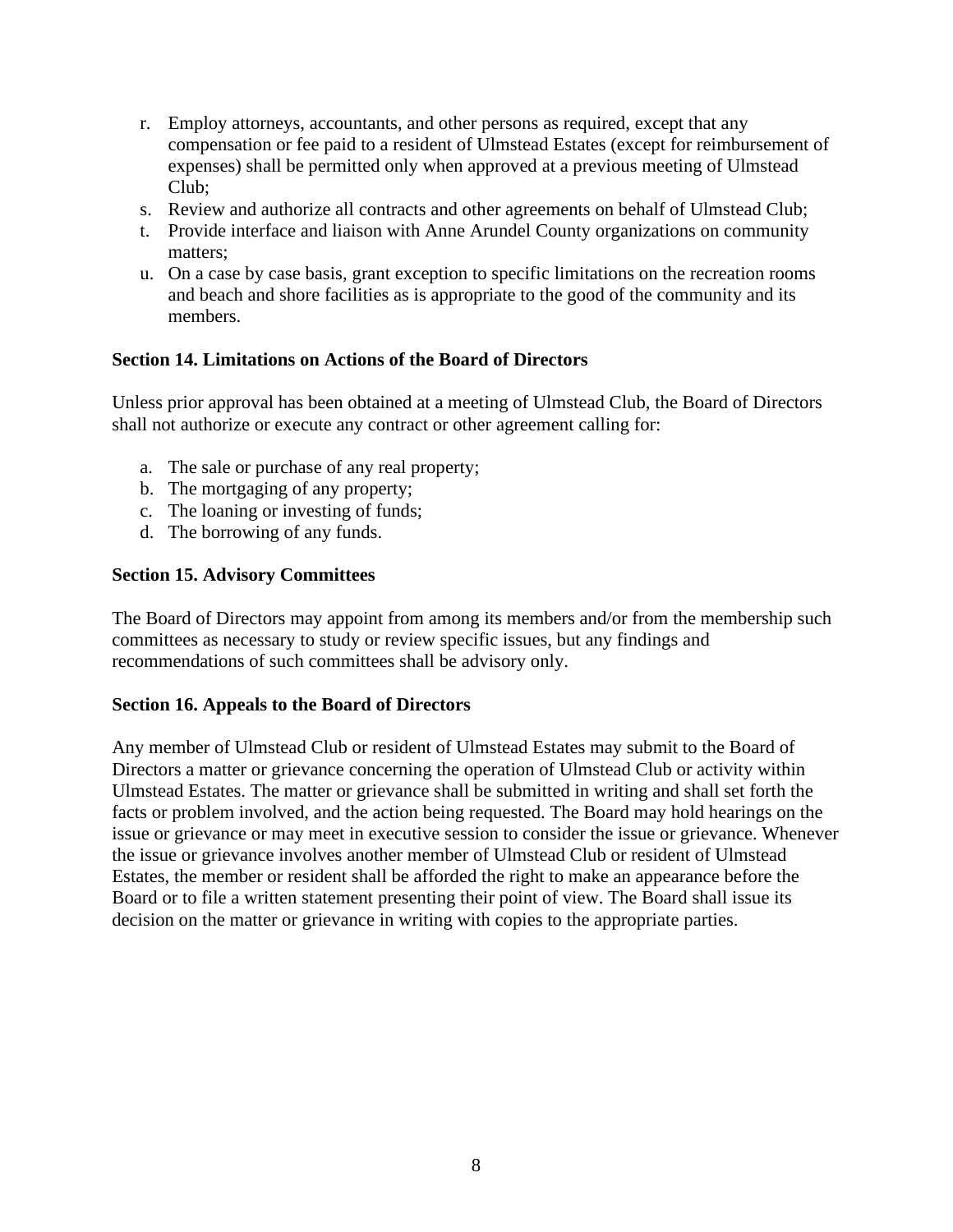r. Employ attorneys, accountants, and other persons as required, except that any compensation or fee paid to a resident of Ulmstead Estates (except for reimbursement of expenses) shall be permitted only when approved at a previous meeting of Ulmstead Club;
s. Review and authorize all contracts and other agreements on behalf of Ulmstead Club;
t. Provide interface and liaison with Anne Arundel County organizations on community matters;
u. On a case by case basis, grant exception to specific limitations on the recreation rooms and beach and shore facilities as is appropriate to the good of the community and its members.

**Section 14. Limitations on Actions of the Board of Directors**

Unless prior approval has been obtained at a meeting of Ulmstead Club, the Board of Directors shall not authorize or execute any contract or other agreement calling for:

a. The sale or purchase of any real property;
b. The mortgaging of any property;
c. The loaning or investing of funds;
d. The borrowing of any funds.

**Section 15. Advisory Committees**

The Board of Directors may appoint from among its members and/or from the membership such committees as necessary to study or review specific issues, but any findings and recommendations of such committees shall be advisory only.

**Section 16. Appeals to the Board of Directors**

Any member of Ulmstead Club or resident of Ulmstead Estates may submit to the Board of Directors a matter or grievance concerning the operation of Ulmstead Club or activity within Ulmstead Estates. The matter or grievance shall be submitted in writing and shall set forth the facts or problem involved, and the action being requested. The Board may hold hearings on the issue or grievance or may meet in executive session to consider the issue or grievance. Whenever the issue or grievance involves another member of Ulmstead Club or resident of Ulmstead Estates, the member or resident shall be afforded the right to make an appearance before the Board or to file a written statement presenting their point of view. The Board shall issue its decision on the matter or grievance in writing with copies to the appropriate parties.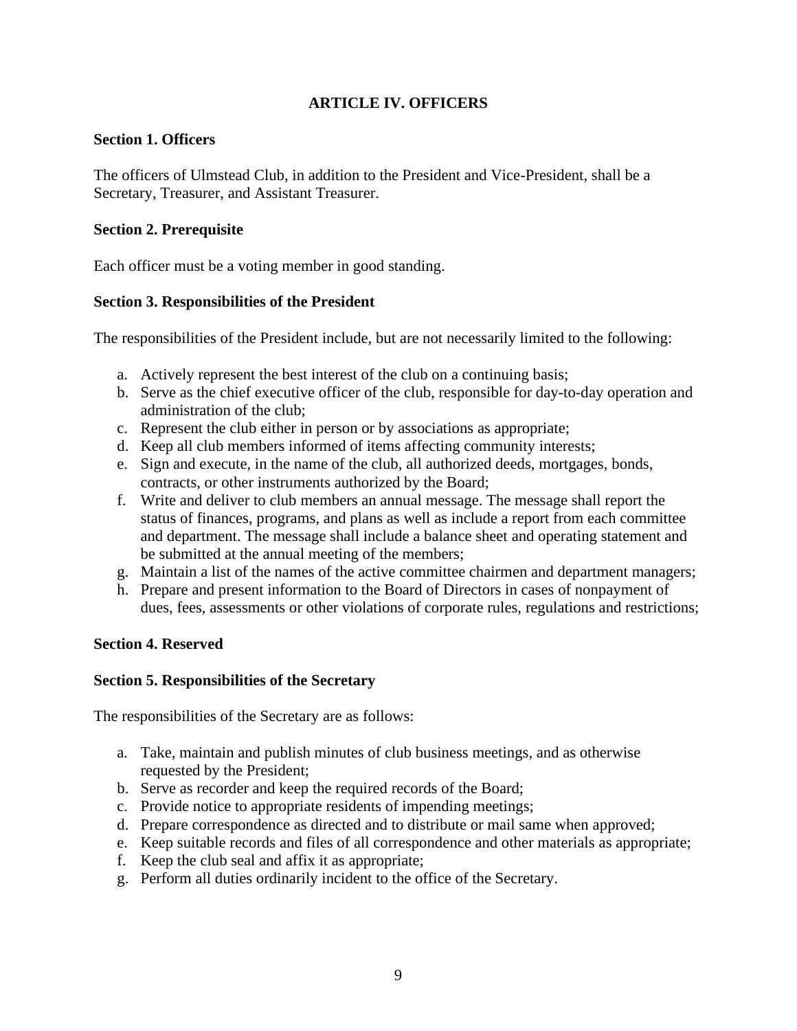## ARTICLE IV. OFFICERS

### Section 1. Officers

The officers of Ulmstead Club, in addition to the President and Vice-President, shall be a Secretary, Treasurer, and Assistant Treasurer.

### Section 2. Prerequisite

Each officer must be a voting member in good standing.

### Section 3. Responsibilities of the President

The responsibilities of the President include, but are not necessarily limited to the following:

a. Actively represent the best interest of the club on a continuing basis;
b. Serve as the chief executive officer of the club, responsible for day-to-day operation and administration of the club;
c. Represent the club either in person or by associations as appropriate;
d. Keep all club members informed of items affecting community interests;
e. Sign and execute, in the name of the club, all authorized deeds, mortgages, bonds, contracts, or other instruments authorized by the Board;
f. Write and deliver to club members an annual message. The message shall report the status of finances, programs, and plans as well as include a report from each committee and department. The message shall include a balance sheet and operating statement and be submitted at the annual meeting of the members;
g. Maintain a list of the names of the active committee chairmen and department managers;
h. Prepare and present information to the Board of Directors in cases of nonpayment of dues, fees, assessments or other violations of corporate rules, regulations and restrictions;

### Section 4. Reserved

### Section 5. Responsibilities of the Secretary

The responsibilities of the Secretary are as follows:

a. Take, maintain and publish minutes of club business meetings, and as otherwise requested by the President;
b. Serve as recorder and keep the required records of the Board;
c. Provide notice to appropriate residents of impending meetings;
d. Prepare correspondence as directed and to distribute or mail same when approved;
e. Keep suitable records and files of all correspondence and other materials as appropriate;
f. Keep the club seal and affix it as appropriate;
g. Perform all duties ordinarily incident to the office of the Secretary.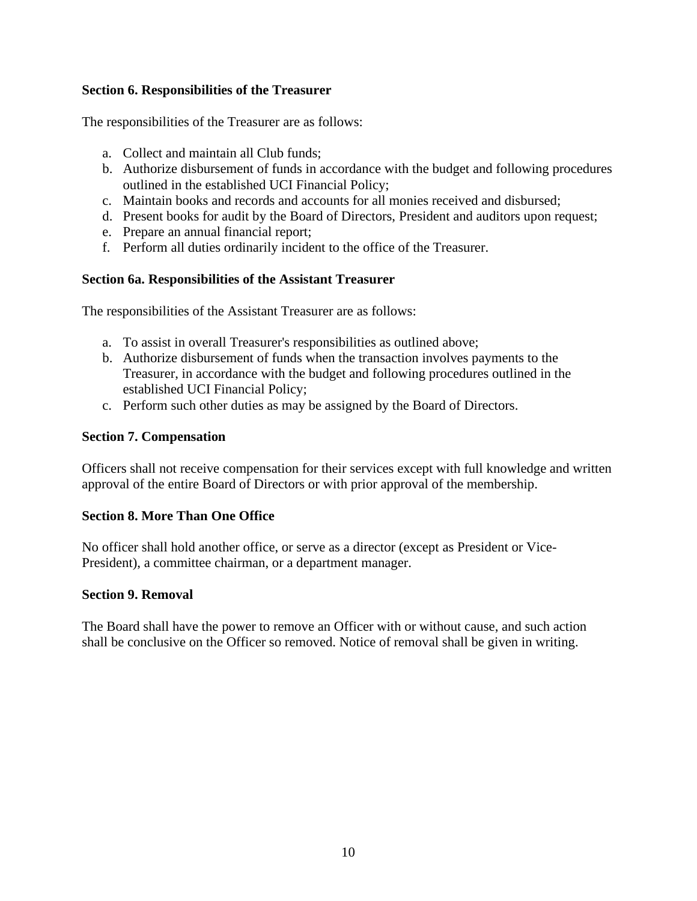**Section 6. Responsibilities of the Treasurer**

The responsibilities of the Treasurer are as follows:

a. Collect and maintain all Club funds;
b. Authorize disbursement of funds in accordance with the budget and following procedures outlined in the established UCI Financial Policy;
c. Maintain books and records and accounts for all monies received and disbursed;
d. Present books for audit by the Board of Directors, President and auditors upon request;
e. Prepare an annual financial report;
f. Perform all duties ordinarily incident to the office of the Treasurer.

**Section 6a. Responsibilities of the Assistant Treasurer**

The responsibilities of the Assistant Treasurer are as follows:

a. To assist in overall Treasurer's responsibilities as outlined above;
b. Authorize disbursement of funds when the transaction involves payments to the Treasurer, in accordance with the budget and following procedures outlined in the established UCI Financial Policy;
c. Perform such other duties as may be assigned by the Board of Directors.

**Section 7. Compensation**

Officers shall not receive compensation for their services except with full knowledge and written approval of the entire Board of Directors or with prior approval of the membership.

**Section 8. More Than One Office**

No officer shall hold another office, or serve as a director (except as President or Vice-President), a committee chairman, or a department manager.

**Section 9. Removal**

The Board shall have the power to remove an Officer with or without cause, and such action shall be conclusive on the Officer so removed. Notice of removal shall be given in writing.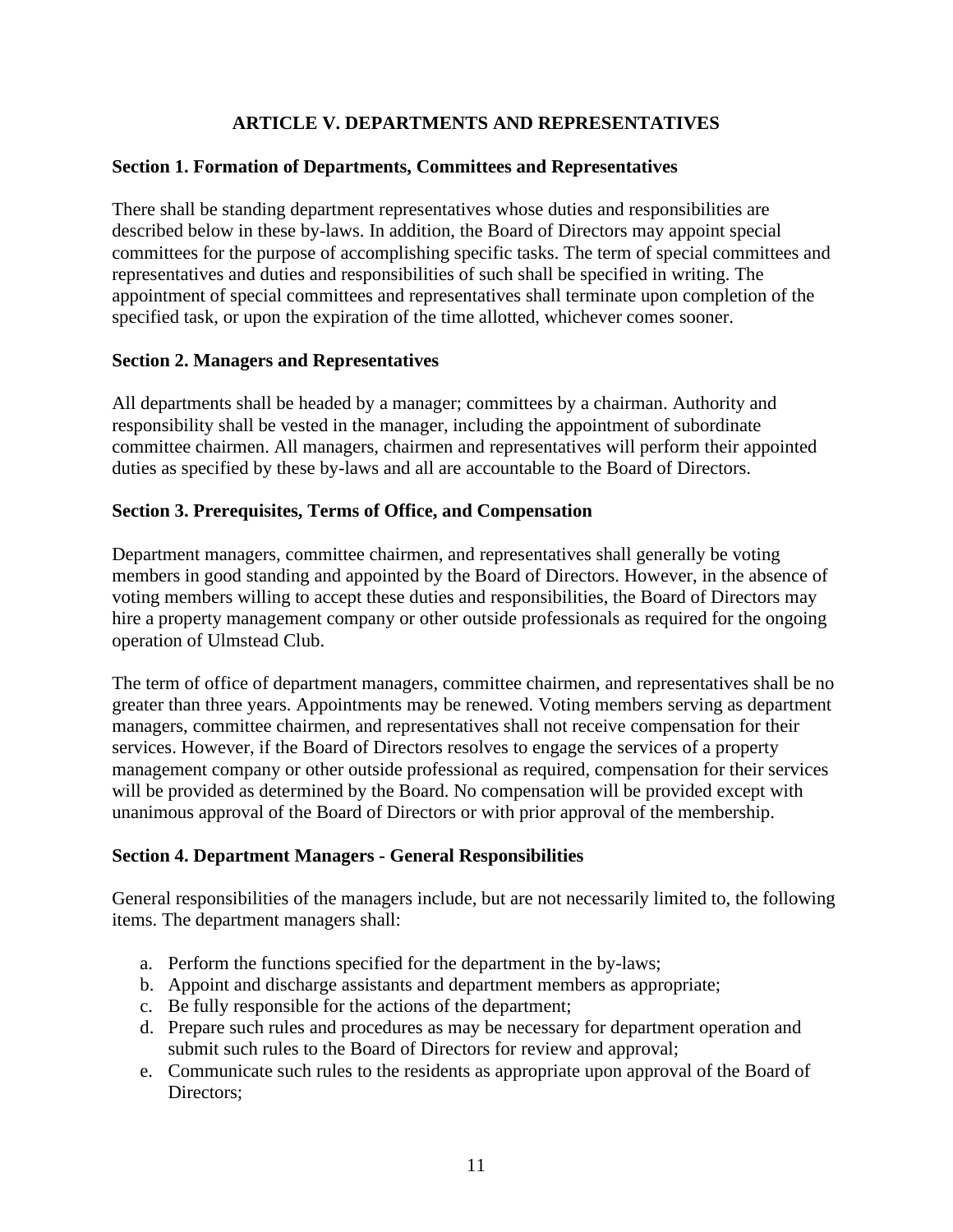## ARTICLE V. DEPARTMENTS AND REPRESENTATIVES

### Section 1. Formation of Departments, Committees and Representatives

There shall be standing department representatives whose duties and responsibilities are described below in these by-laws. In addition, the Board of Directors may appoint special committees for the purpose of accomplishing specific tasks. The term of special committees and representatives and duties and responsibilities of such shall be specified in writing. The appointment of special committees and representatives shall terminate upon completion of the specified task, or upon the expiration of the time allotted, whichever comes sooner.

### Section 2. Managers and Representatives

All departments shall be headed by a manager; committees by a chairman. Authority and responsibility shall be vested in the manager, including the appointment of subordinate committee chairmen. All managers, chairmen and representatives will perform their appointed duties as specified by these by-laws and all are accountable to the Board of Directors.

### Section 3. Prerequisites, Terms of Office, and Compensation

Department managers, committee chairmen, and representatives shall generally be voting members in good standing and appointed by the Board of Directors. However, in the absence of voting members willing to accept these duties and responsibilities, the Board of Directors may hire a property management company or other outside professionals as required for the ongoing operation of Ulmstead Club.

The term of office of department managers, committee chairmen, and representatives shall be no greater than three years. Appointments may be renewed. Voting members serving as department managers, committee chairmen, and representatives shall not receive compensation for their services. However, if the Board of Directors resolves to engage the services of a property management company or other outside professional as required, compensation for their services will be provided as determined by the Board. No compensation will be provided except with unanimous approval of the Board of Directors or with prior approval of the membership.

### Section 4. Department Managers - General Responsibilities

General responsibilities of the managers include, but are not necessarily limited to, the following items. The department managers shall:

a. Perform the functions specified for the department in the by-laws;
b. Appoint and discharge assistants and department members as appropriate;
c. Be fully responsible for the actions of the department;
d. Prepare such rules and procedures as may be necessary for department operation and submit such rules to the Board of Directors for review and approval;
e. Communicate such rules to the residents as appropriate upon approval of the Board of Directors;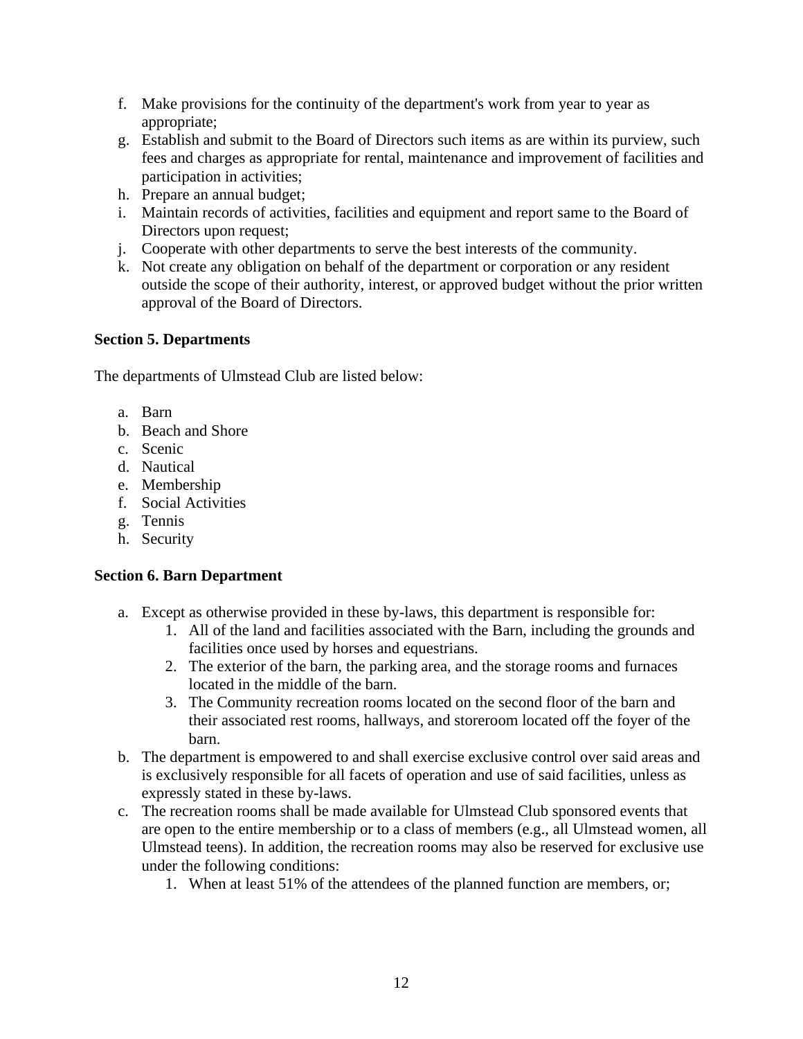f. Make provisions for the continuity of the department's work from year to year as appropriate;
g. Establish and submit to the Board of Directors such items as are within its purview, such fees and charges as appropriate for rental, maintenance and improvement of facilities and participation in activities;
h. Prepare an annual budget;
i. Maintain records of activities, facilities and equipment and report same to the Board of Directors upon request;
j. Cooperate with other departments to serve the best interests of the community.
k. Not create any obligation on behalf of the department or corporation or any resident outside the scope of their authority, interest, or approved budget without the prior written approval of the Board of Directors.

**Section 5. Departments**

The departments of Ulmstead Club are listed below:

a. Barn
b. Beach and Shore
c. Scenic
d. Nautical
e. Membership
f. Social Activities
g. Tennis
h. Security

**Section 6. Barn Department**

a. Except as otherwise provided in these by-laws, this department is responsible for:
   1. All of the land and facilities associated with the Barn, including the grounds and facilities once used by horses and equestrians.
   2. The exterior of the barn, the parking area, and the storage rooms and furnaces located in the middle of the barn.
   3. The Community recreation rooms located on the second floor of the barn and their associated rest rooms, hallways, and storeroom located off the foyer of the barn.
b. The department is empowered to and shall exercise exclusive control over said areas and is exclusively responsible for all facets of operation and use of said facilities, unless as expressly stated in these by-laws.
c. The recreation rooms shall be made available for Ulmstead Club sponsored events that are open to the entire membership or to a class of members (e.g., all Ulmstead women, all Ulmstead teens). In addition, the recreation rooms may also be reserved for exclusive use under the following conditions:
   1. When at least 51% of the attendees of the planned function are members, or;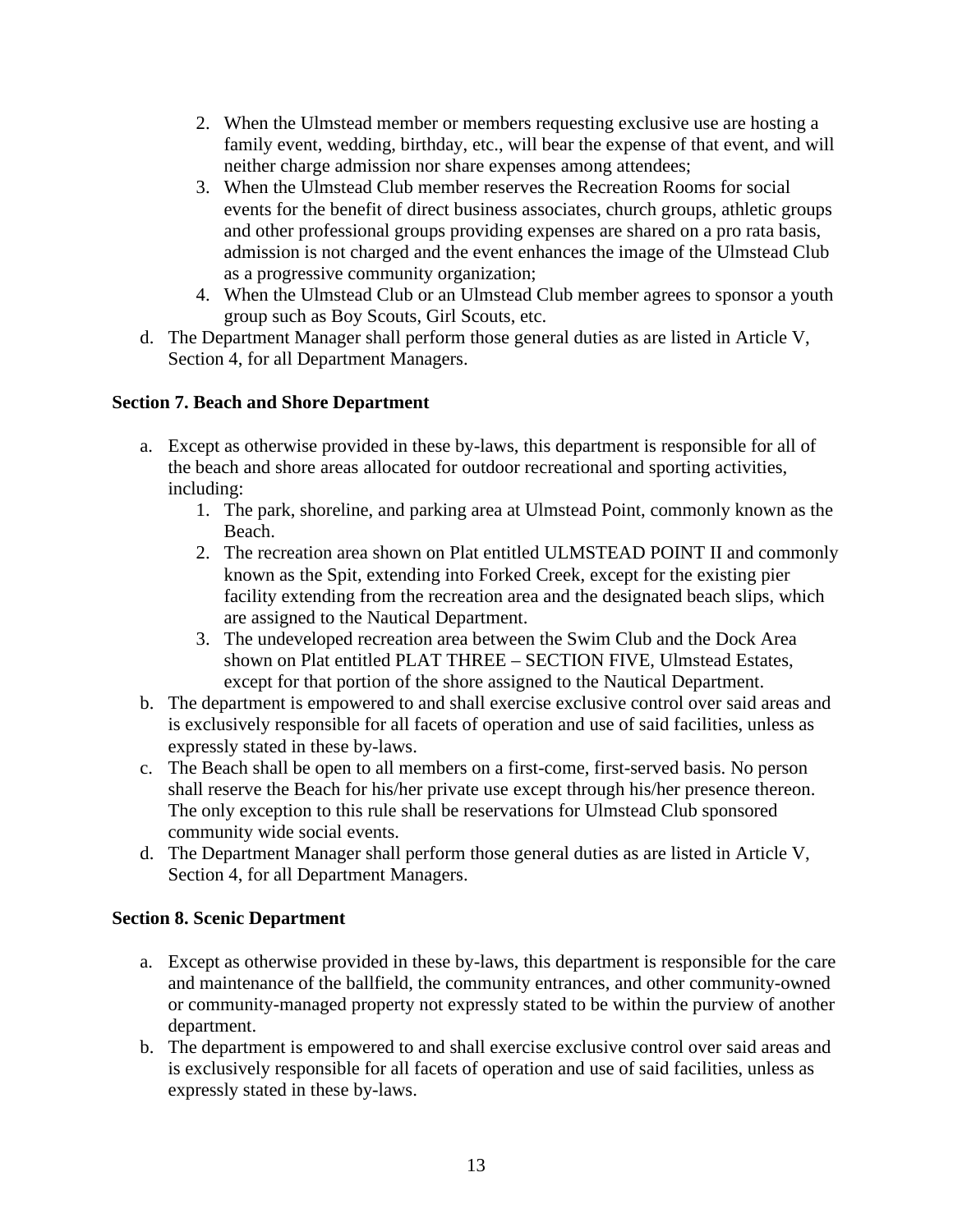2. When the Ulmstead member or members requesting exclusive use are hosting a family event, wedding, birthday, etc., will bear the expense of that event, and will neither charge admission nor share expenses among attendees;
3. When the Ulmstead Club member reserves the Recreation Rooms for social events for the benefit of direct business associates, church groups, athletic groups and other professional groups providing expenses are shared on a pro rata basis, admission is not charged and the event enhances the image of the Ulmstead Club as a progressive community organization;
4. When the Ulmstead Club or an Ulmstead Club member agrees to sponsor a youth group such as Boy Scouts, Girl Scouts, etc.

d. The Department Manager shall perform those general duties as are listed in Article V, Section 4, for all Department Managers.

**Section 7. Beach and Shore Department**

a. Except as otherwise provided in these by-laws, this department is responsible for all of the beach and shore areas allocated for outdoor recreational and sporting activities, including:
   1. The park, shoreline, and parking area at Ulmstead Point, commonly known as the Beach.
   2. The recreation area shown on Plat entitled ULMSTEAD POINT II and commonly known as the Spit, extending into Forked Creek, except for the existing pier facility extending from the recreation area and the designated beach slips, which are assigned to the Nautical Department.
   3. The undeveloped recreation area between the Swim Club and the Dock Area shown on Plat entitled PLAT THREE – SECTION FIVE, Ulmstead Estates, except for that portion of the shore assigned to the Nautical Department.

b. The department is empowered to and shall exercise exclusive control over said areas and is exclusively responsible for all facets of operation and use of said facilities, unless as expressly stated in these by-laws.

c. The Beach shall be open to all members on a first-come, first-served basis. No person shall reserve the Beach for his/her private use except through his/her presence thereon. The only exception to this rule shall be reservations for Ulmstead Club sponsored community wide social events.

d. The Department Manager shall perform those general duties as are listed in Article V, Section 4, for all Department Managers.

**Section 8. Scenic Department**

a. Except as otherwise provided in these by-laws, this department is responsible for the care and maintenance of the ballfield, the community entrances, and other community-owned or community-managed property not expressly stated to be within the purview of another department.

b. The department is empowered to and shall exercise exclusive control over said areas and is exclusively responsible for all facets of operation and use of said facilities, unless as expressly stated in these by-laws.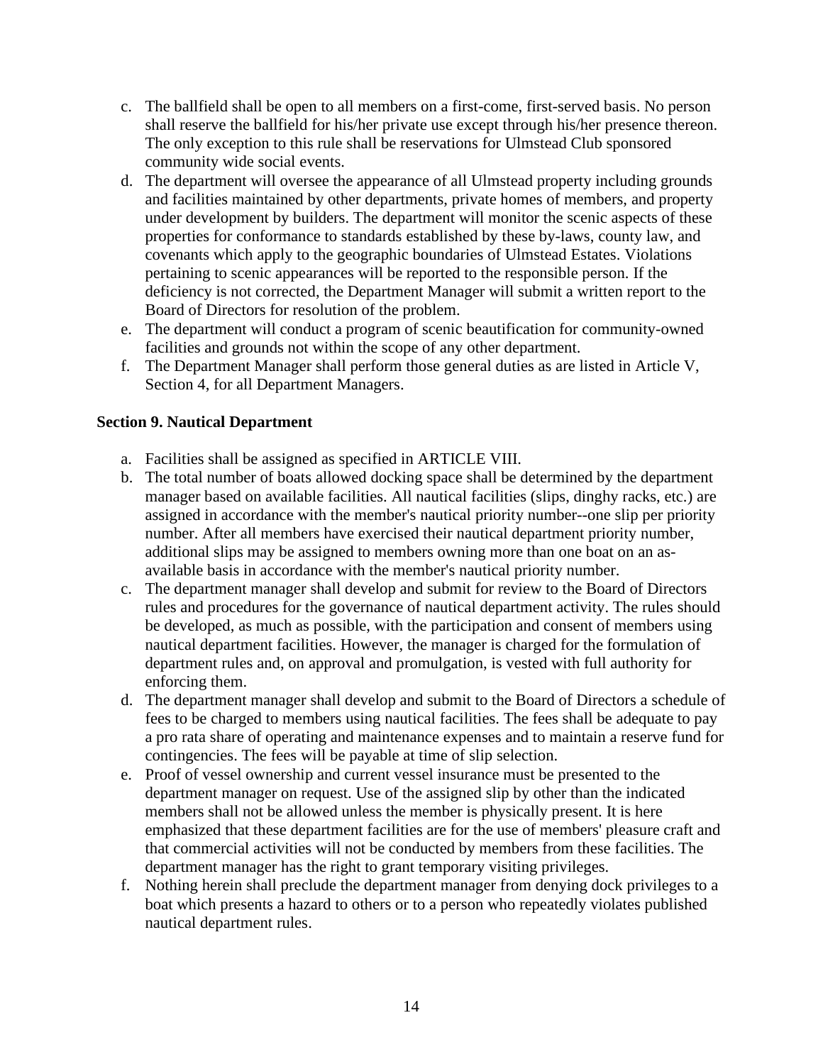c. The ballfield shall be open to all members on a first-come, first-served basis. No person shall reserve the ballfield for his/her private use except through his/her presence thereon. The only exception to this rule shall be reservations for Ulmstead Club sponsored community wide social events.
d. The department will oversee the appearance of all Ulmstead property including grounds and facilities maintained by other departments, private homes of members, and property under development by builders. The department will monitor the scenic aspects of these properties for conformance to standards established by these by-laws, county law, and covenants which apply to the geographic boundaries of Ulmstead Estates. Violations pertaining to scenic appearances will be reported to the responsible person. If the deficiency is not corrected, the Department Manager will submit a written report to the Board of Directors for resolution of the problem.
e. The department will conduct a program of scenic beautification for community-owned facilities and grounds not within the scope of any other department.
f. The Department Manager shall perform those general duties as are listed in Article V, Section 4, for all Department Managers.

**Section 9. Nautical Department**

a. Facilities shall be assigned as specified in ARTICLE VIII.
b. The total number of boats allowed docking space shall be determined by the department manager based on available facilities. All nautical facilities (slips, dinghy racks, etc.) are assigned in accordance with the member's nautical priority number--one slip per priority number. After all members have exercised their nautical department priority number, additional slips may be assigned to members owning more than one boat on an as-available basis in accordance with the member's nautical priority number.
c. The department manager shall develop and submit for review to the Board of Directors rules and procedures for the governance of nautical department activity. The rules should be developed, as much as possible, with the participation and consent of members using nautical department facilities. However, the manager is charged for the formulation of department rules and, on approval and promulgation, is vested with full authority for enforcing them.
d. The department manager shall develop and submit to the Board of Directors a schedule of fees to be charged to members using nautical facilities. The fees shall be adequate to pay a pro rata share of operating and maintenance expenses and to maintain a reserve fund for contingencies. The fees will be payable at time of slip selection.
e. Proof of vessel ownership and current vessel insurance must be presented to the department manager on request. Use of the assigned slip by other than the indicated members shall not be allowed unless the member is physically present. It is here emphasized that these department facilities are for the use of members' pleasure craft and that commercial activities will not be conducted by members from these facilities. The department manager has the right to grant temporary visiting privileges.
f. Nothing herein shall preclude the department manager from denying dock privileges to a boat which presents a hazard to others or to a person who repeatedly violates published nautical department rules.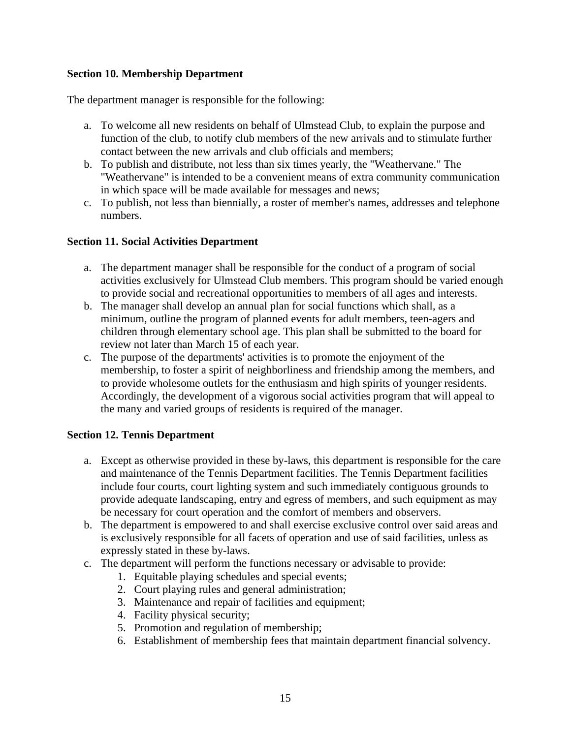**Section 10. Membership Department**

The department manager is responsible for the following:

a. To welcome all new residents on behalf of Ulmstead Club, to explain the purpose and function of the club, to notify club members of the new arrivals and to stimulate further contact between the new arrivals and club officials and members;
b. To publish and distribute, not less than six times yearly, the "Weathervane." The "Weathervane" is intended to be a convenient means of extra community communication in which space will be made available for messages and news;
c. To publish, not less than biennially, a roster of member's names, addresses and telephone numbers.

**Section 11. Social Activities Department**

a. The department manager shall be responsible for the conduct of a program of social activities exclusively for Ulmstead Club members. This program should be varied enough to provide social and recreational opportunities to members of all ages and interests.
b. The manager shall develop an annual plan for social functions which shall, as a minimum, outline the program of planned events for adult members, teen-agers and children through elementary school age. This plan shall be submitted to the board for review not later than March 15 of each year.
c. The purpose of the departments' activities is to promote the enjoyment of the membership, to foster a spirit of neighborliness and friendship among the members, and to provide wholesome outlets for the enthusiasm and high spirits of younger residents. Accordingly, the development of a vigorous social activities program that will appeal to the many and varied groups of residents is required of the manager.

**Section 12. Tennis Department**

a. Except as otherwise provided in these by-laws, this department is responsible for the care and maintenance of the Tennis Department facilities. The Tennis Department facilities include four courts, court lighting system and such immediately contiguous grounds to provide adequate landscaping, entry and egress of members, and such equipment as may be necessary for court operation and the comfort of members and observers.
b. The department is empowered to and shall exercise exclusive control over said areas and is exclusively responsible for all facets of operation and use of said facilities, unless as expressly stated in these by-laws.
c. The department will perform the functions necessary or advisable to provide:
    1. Equitable playing schedules and special events;
    2. Court playing rules and general administration;
    3. Maintenance and repair of facilities and equipment;
    4. Facility physical security;
    5. Promotion and regulation of membership;
    6. Establishment of membership fees that maintain department financial solvency.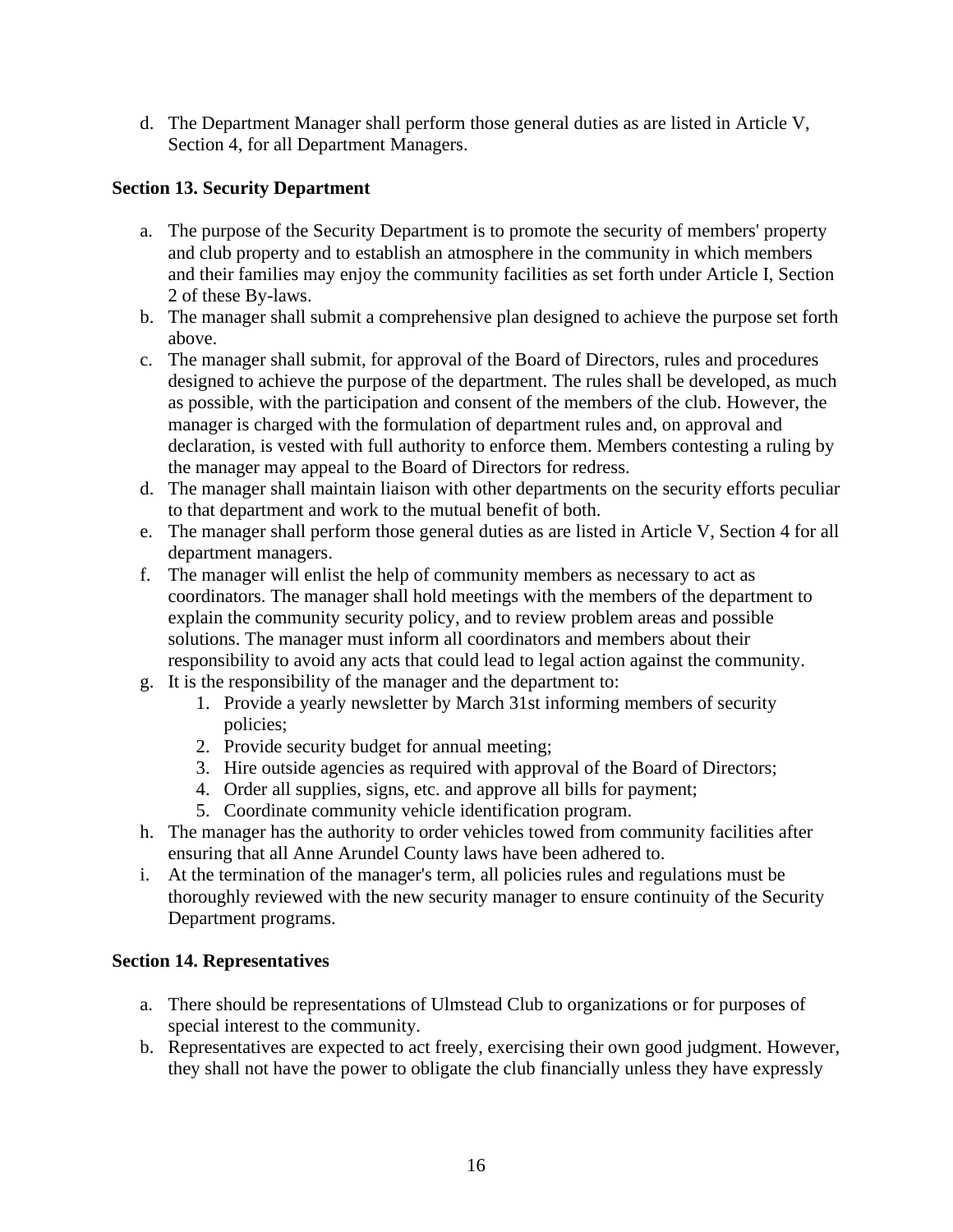d. The Department Manager shall perform those general duties as are listed in Article V, Section 4, for all Department Managers.

**Section 13. Security Department**

a. The purpose of the Security Department is to promote the security of members' property and club property and to establish an atmosphere in the community in which members and their families may enjoy the community facilities as set forth under Article I, Section 2 of these By-laws.
b. The manager shall submit a comprehensive plan designed to achieve the purpose set forth above.
c. The manager shall submit, for approval of the Board of Directors, rules and procedures designed to achieve the purpose of the department. The rules shall be developed, as much as possible, with the participation and consent of the members of the club. However, the manager is charged with the formulation of department rules and, on approval and declaration, is vested with full authority to enforce them. Members contesting a ruling by the manager may appeal to the Board of Directors for redress.
d. The manager shall maintain liaison with other departments on the security efforts peculiar to that department and work to the mutual benefit of both.
e. The manager shall perform those general duties as are listed in Article V, Section 4 for all department managers.
f. The manager will enlist the help of community members as necessary to act as coordinators. The manager shall hold meetings with the members of the department to explain the community security policy, and to review problem areas and possible solutions. The manager must inform all coordinators and members about their responsibility to avoid any acts that could lead to legal action against the community.
g. It is the responsibility of the manager and the department to:
    1. Provide a yearly newsletter by March 31st informing members of security policies;
    2. Provide security budget for annual meeting;
    3. Hire outside agencies as required with approval of the Board of Directors;
    4. Order all supplies, signs, etc. and approve all bills for payment;
    5. Coordinate community vehicle identification program.
h. The manager has the authority to order vehicles towed from community facilities after ensuring that all Anne Arundel County laws have been adhered to.
i. At the termination of the manager's term, all policies rules and regulations must be thoroughly reviewed with the new security manager to ensure continuity of the Security Department programs.

**Section 14. Representatives**

a. There should be representations of Ulmstead Club to organizations or for purposes of special interest to the community.
b. Representatives are expected to act freely, exercising their own good judgment. However, they shall not have the power to obligate the club financially unless they have expressly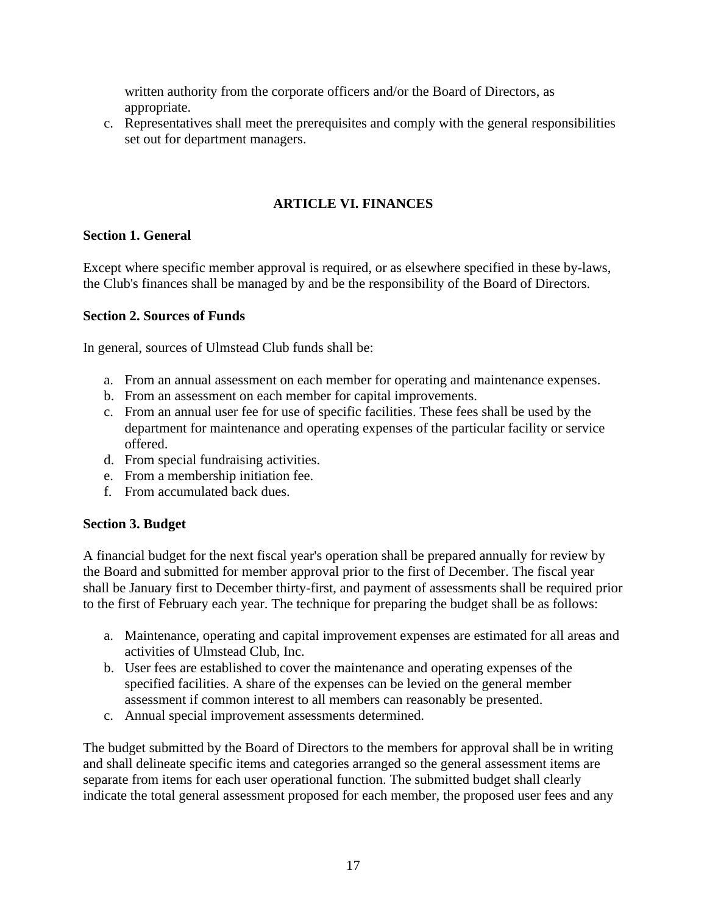written authority from the corporate officers and/or the Board of Directors, as appropriate.

c. Representatives shall meet the prerequisites and comply with the general responsibilities set out for department managers.

## ARTICLE VI. FINANCES

**Section 1. General**

Except where specific member approval is required, or as elsewhere specified in these by-laws, the Club's finances shall be managed by and be the responsibility of the Board of Directors.

**Section 2. Sources of Funds**

In general, sources of Ulmstead Club funds shall be:

a. From an annual assessment on each member for operating and maintenance expenses.
b. From an assessment on each member for capital improvements.
c. From an annual user fee for use of specific facilities. These fees shall be used by the department for maintenance and operating expenses of the particular facility or service offered.
d. From special fundraising activities.
e. From a membership initiation fee.
f. From accumulated back dues.

**Section 3. Budget**

A financial budget for the next fiscal year's operation shall be prepared annually for review by the Board and submitted for member approval prior to the first of December. The fiscal year shall be January first to December thirty-first, and payment of assessments shall be required prior to the first of February each year. The technique for preparing the budget shall be as follows:

a. Maintenance, operating and capital improvement expenses are estimated for all areas and activities of Ulmstead Club, Inc.
b. User fees are established to cover the maintenance and operating expenses of the specified facilities. A share of the expenses can be levied on the general member assessment if common interest to all members can reasonably be presented.
c. Annual special improvement assessments determined.

The budget submitted by the Board of Directors to the members for approval shall be in writing and shall delineate specific items and categories arranged so the general assessment items are separate from items for each user operational function. The submitted budget shall clearly indicate the total general assessment proposed for each member, the proposed user fees and any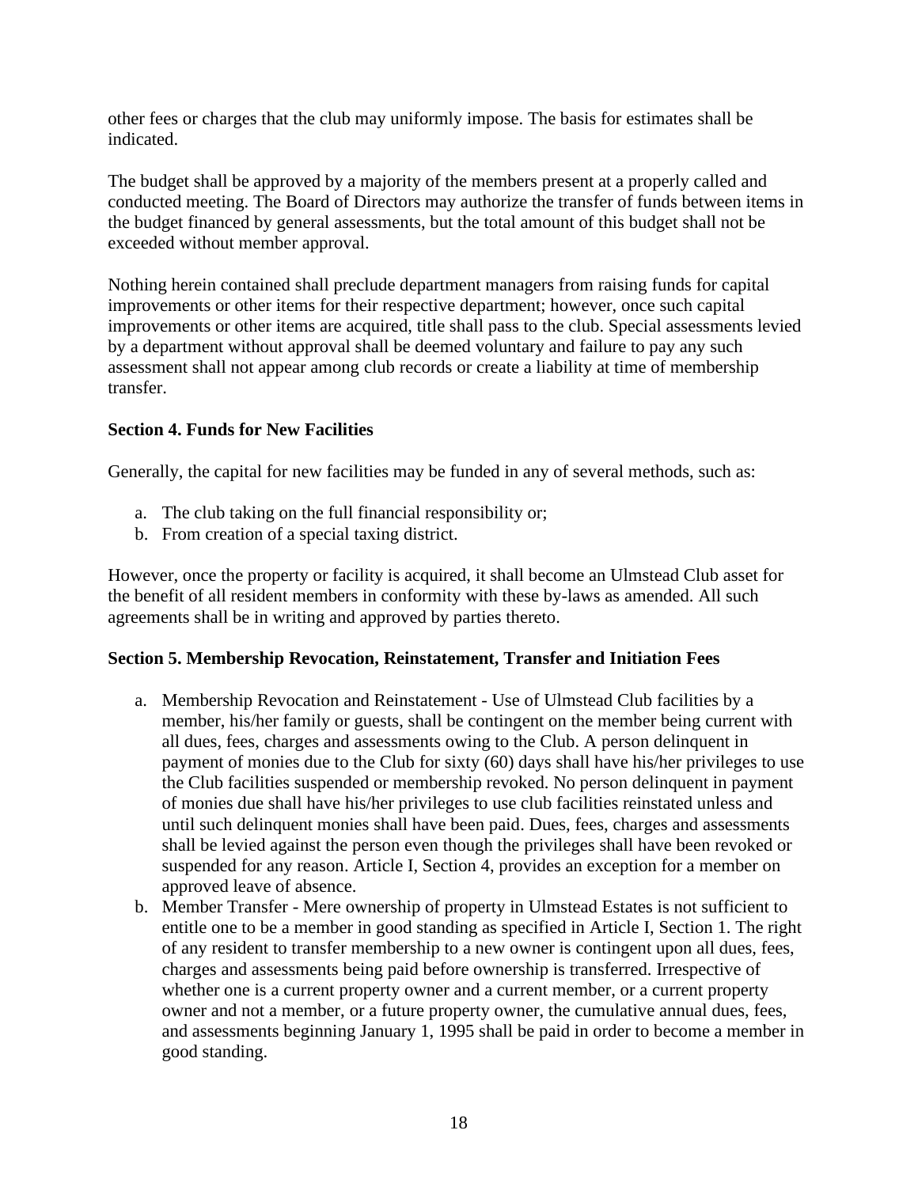other fees or charges that the club may uniformly impose. The basis for estimates shall be indicated.

The budget shall be approved by a majority of the members present at a properly called and conducted meeting. The Board of Directors may authorize the transfer of funds between items in the budget financed by general assessments, but the total amount of this budget shall not be exceeded without member approval.

Nothing herein contained shall preclude department managers from raising funds for capital improvements or other items for their respective department; however, once such capital improvements or other items are acquired, title shall pass to the club. Special assessments levied by a department without approval shall be deemed voluntary and failure to pay any such assessment shall not appear among club records or create a liability at time of membership transfer.

**Section 4. Funds for New Facilities**

Generally, the capital for new facilities may be funded in any of several methods, such as:

a. The club taking on the full financial responsibility or;
b. From creation of a special taxing district.

However, once the property or facility is acquired, it shall become an Ulmstead Club asset for the benefit of all resident members in conformity with these by-laws as amended. All such agreements shall be in writing and approved by parties thereto.

**Section 5. Membership Revocation, Reinstatement, Transfer and Initiation Fees**

a. Membership Revocation and Reinstatement - Use of Ulmstead Club facilities by a member, his/her family or guests, shall be contingent on the member being current with all dues, fees, charges and assessments owing to the Club. A person delinquent in payment of monies due to the Club for sixty (60) days shall have his/her privileges to use the Club facilities suspended or membership revoked. No person delinquent in payment of monies due shall have his/her privileges to use club facilities reinstated unless and until such delinquent monies shall have been paid. Dues, fees, charges and assessments shall be levied against the person even though the privileges shall have been revoked or suspended for any reason. Article I, Section 4, provides an exception for a member on approved leave of absence.
b. Member Transfer - Mere ownership of property in Ulmstead Estates is not sufficient to entitle one to be a member in good standing as specified in Article I, Section 1. The right of any resident to transfer membership to a new owner is contingent upon all dues, fees, charges and assessments being paid before ownership is transferred. Irrespective of whether one is a current property owner and a current member, or a current property owner and not a member, or a future property owner, the cumulative annual dues, fees, and assessments beginning January 1, 1995 shall be paid in order to become a member in good standing.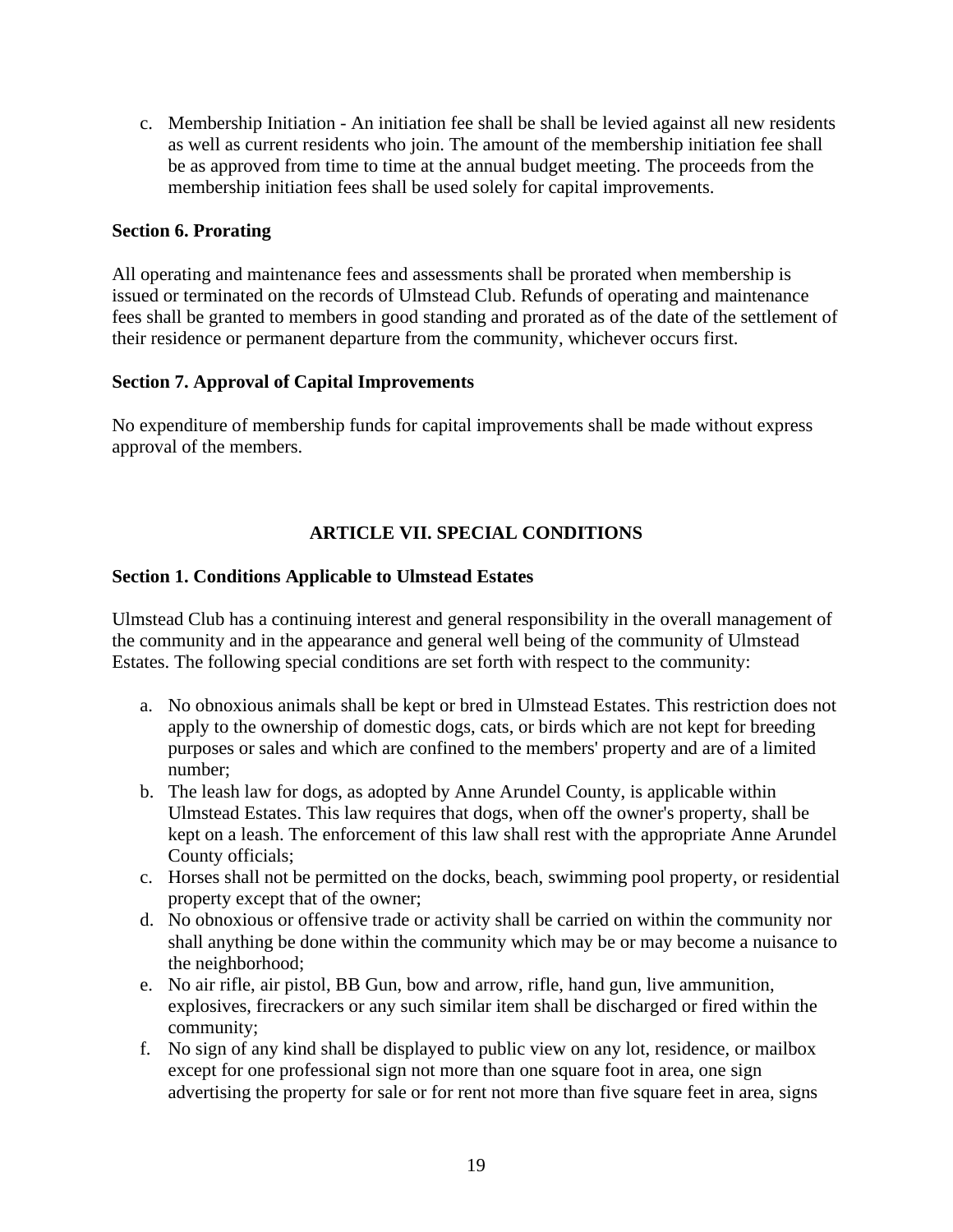c. Membership Initiation - An initiation fee shall be shall be levied against all new residents as well as current residents who join. The amount of the membership initiation fee shall be as approved from time to time at the annual budget meeting. The proceeds from the membership initiation fees shall be used solely for capital improvements.

**Section 6. Prorating**

All operating and maintenance fees and assessments shall be prorated when membership is issued or terminated on the records of Ulmstead Club. Refunds of operating and maintenance fees shall be granted to members in good standing and prorated as of the date of the settlement of their residence or permanent departure from the community, whichever occurs first.

**Section 7. Approval of Capital Improvements**

No expenditure of membership funds for capital improvements shall be made without express approval of the members.

## ARTICLE VII. SPECIAL CONDITIONS

**Section 1. Conditions Applicable to Ulmstead Estates**

Ulmstead Club has a continuing interest and general responsibility in the overall management of the community and in the appearance and general well being of the community of Ulmstead Estates. The following special conditions are set forth with respect to the community:

a. No obnoxious animals shall be kept or bred in Ulmstead Estates. This restriction does not apply to the ownership of domestic dogs, cats, or birds which are not kept for breeding purposes or sales and which are confined to the members' property and are of a limited number;
b. The leash law for dogs, as adopted by Anne Arundel County, is applicable within Ulmstead Estates. This law requires that dogs, when off the owner's property, shall be kept on a leash. The enforcement of this law shall rest with the appropriate Anne Arundel County officials;
c. Horses shall not be permitted on the docks, beach, swimming pool property, or residential property except that of the owner;
d. No obnoxious or offensive trade or activity shall be carried on within the community nor shall anything be done within the community which may be or may become a nuisance to the neighborhood;
e. No air rifle, air pistol, BB Gun, bow and arrow, rifle, hand gun, live ammunition, explosives, firecrackers or any such similar item shall be discharged or fired within the community;
f. No sign of any kind shall be displayed to public view on any lot, residence, or mailbox except for one professional sign not more than one square foot in area, one sign advertising the property for sale or for rent not more than five square feet in area, signs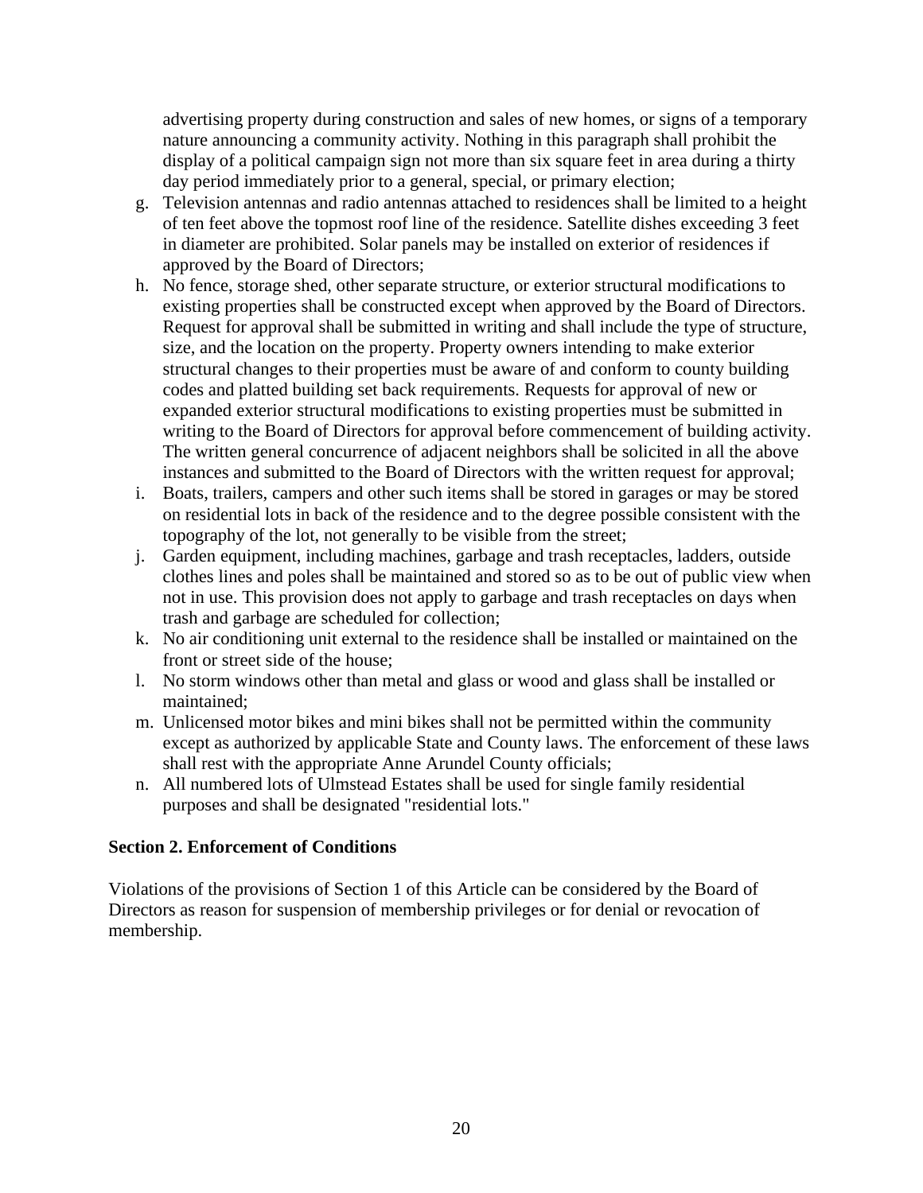advertising property during construction and sales of new homes, or signs of a temporary nature announcing a community activity. Nothing in this paragraph shall prohibit the display of a political campaign sign not more than six square feet in area during a thirty day period immediately prior to a general, special, or primary election;

g. Television antennas and radio antennas attached to residences shall be limited to a height of ten feet above the topmost roof line of the residence. Satellite dishes exceeding 3 feet in diameter are prohibited. Solar panels may be installed on exterior of residences if approved by the Board of Directors;
h. No fence, storage shed, other separate structure, or exterior structural modifications to existing properties shall be constructed except when approved by the Board of Directors. Request for approval shall be submitted in writing and shall include the type of structure, size, and the location on the property. Property owners intending to make exterior structural changes to their properties must be aware of and conform to county building codes and platted building set back requirements. Requests for approval of new or expanded exterior structural modifications to existing properties must be submitted in writing to the Board of Directors for approval before commencement of building activity. The written general concurrence of adjacent neighbors shall be solicited in all the above instances and submitted to the Board of Directors with the written request for approval;
i. Boats, trailers, campers and other such items shall be stored in garages or may be stored on residential lots in back of the residence and to the degree possible consistent with the topography of the lot, not generally to be visible from the street;
j. Garden equipment, including machines, garbage and trash receptacles, ladders, outside clothes lines and poles shall be maintained and stored so as to be out of public view when not in use. This provision does not apply to garbage and trash receptacles on days when trash and garbage are scheduled for collection;
k. No air conditioning unit external to the residence shall be installed or maintained on the front or street side of the house;
l. No storm windows other than metal and glass or wood and glass shall be installed or maintained;
m. Unlicensed motor bikes and mini bikes shall not be permitted within the community except as authorized by applicable State and County laws. The enforcement of these laws shall rest with the appropriate Anne Arundel County officials;
n. All numbered lots of Ulmstead Estates shall be used for single family residential purposes and shall be designated "residential lots."

### Section 2. Enforcement of Conditions

Violations of the provisions of Section 1 of this Article can be considered by the Board of Directors as reason for suspension of membership privileges or for denial or revocation of membership.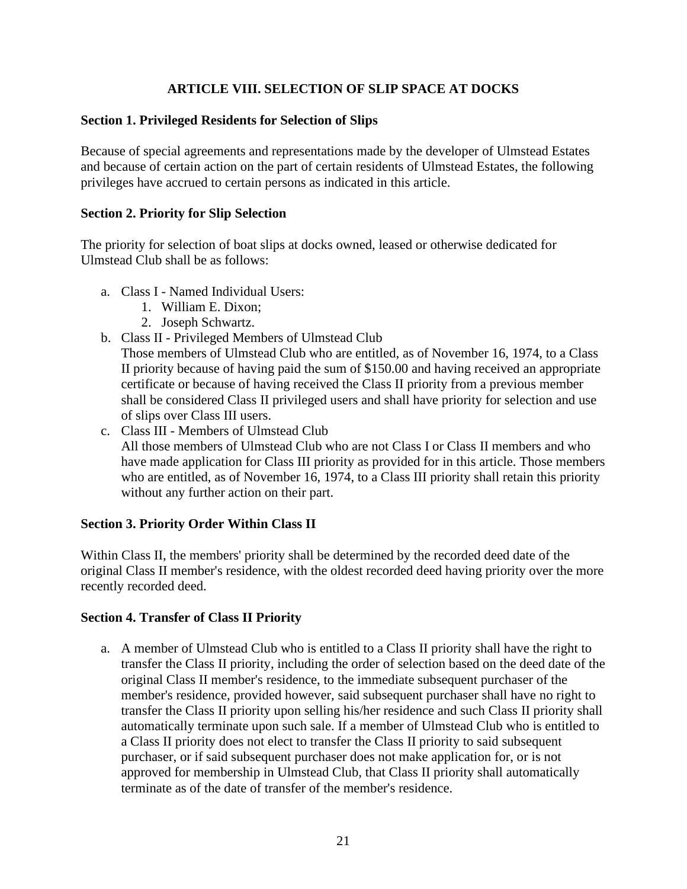## ARTICLE VIII. SELECTION OF SLIP SPACE AT DOCKS

### Section 1. Privileged Residents for Selection of Slips

Because of special agreements and representations made by the developer of Ulmstead Estates and because of certain action on the part of certain residents of Ulmstead Estates, the following privileges have accrued to certain persons as indicated in this article.

### Section 2. Priority for Slip Selection

The priority for selection of boat slips at docks owned, leased or otherwise dedicated for Ulmstead Club shall be as follows:

a. Class I - Named Individual Users:
    1. William E. Dixon;
    2. Joseph Schwartz.
b. Class II - Privileged Members of Ulmstead Club
   Those members of Ulmstead Club who are entitled, as of November 16, 1974, to a Class II priority because of having paid the sum of $150.00 and having received an appropriate certificate or because of having received the Class II priority from a previous member shall be considered Class II privileged users and shall have priority for selection and use of slips over Class III users.
c. Class III - Members of Ulmstead Club
   All those members of Ulmstead Club who are not Class I or Class II members and who have made application for Class III priority as provided for in this article. Those members who are entitled, as of November 16, 1974, to a Class III priority shall retain this priority without any further action on their part.

### Section 3. Priority Order Within Class II

Within Class II, the members' priority shall be determined by the recorded deed date of the original Class II member's residence, with the oldest recorded deed having priority over the more recently recorded deed.

### Section 4. Transfer of Class II Priority

a. A member of Ulmstead Club who is entitled to a Class II priority shall have the right to transfer the Class II priority, including the order of selection based on the deed date of the original Class II member's residence, to the immediate subsequent purchaser of the member's residence, provided however, said subsequent purchaser shall have no right to transfer the Class II priority upon selling his/her residence and such Class II priority shall automatically terminate upon such sale. If a member of Ulmstead Club who is entitled to a Class II priority does not elect to transfer the Class II priority to said subsequent purchaser, or if said subsequent purchaser does not make application for, or is not approved for membership in Ulmstead Club, that Class II priority shall automatically terminate as of the date of transfer of the member's residence.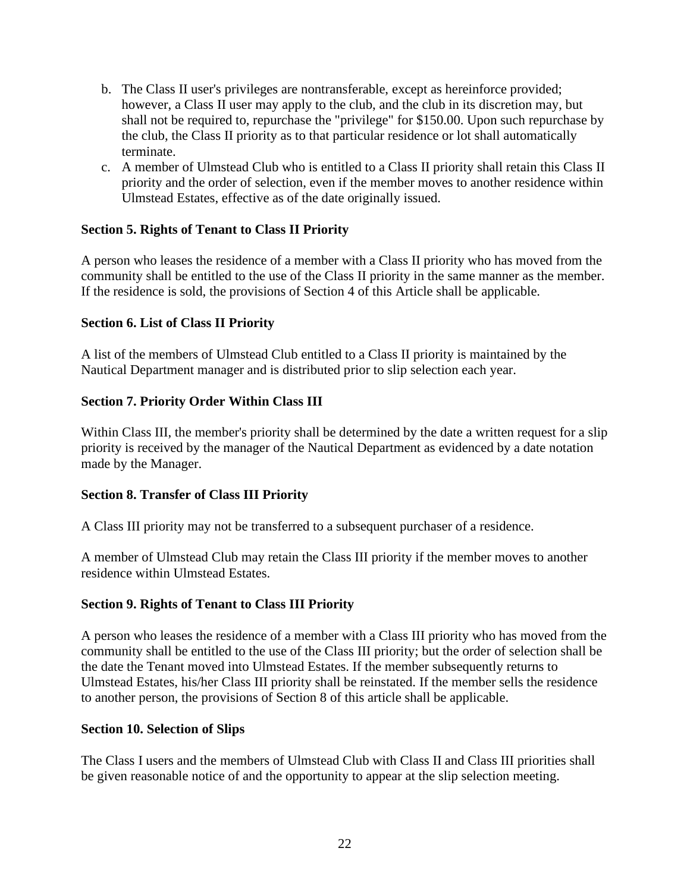b. The Class II user's privileges are nontransferable, except as hereinforce provided; however, a Class II user may apply to the club, and the club in its discretion may, but shall not be required to, repurchase the "privilege" for $150.00. Upon such repurchase by the club, the Class II priority as to that particular residence or lot shall automatically terminate.
c. A member of Ulmstead Club who is entitled to a Class II priority shall retain this Class II priority and the order of selection, even if the member moves to another residence within Ulmstead Estates, effective as of the date originally issued.

**Section 5. Rights of Tenant to Class II Priority**

A person who leases the residence of a member with a Class II priority who has moved from the community shall be entitled to the use of the Class II priority in the same manner as the member. If the residence is sold, the provisions of Section 4 of this Article shall be applicable.

**Section 6. List of Class II Priority**

A list of the members of Ulmstead Club entitled to a Class II priority is maintained by the Nautical Department manager and is distributed prior to slip selection each year.

**Section 7. Priority Order Within Class III**

Within Class III, the member's priority shall be determined by the date a written request for a slip priority is received by the manager of the Nautical Department as evidenced by a date notation made by the Manager.

**Section 8. Transfer of Class III Priority**

A Class III priority may not be transferred to a subsequent purchaser of a residence.

A member of Ulmstead Club may retain the Class III priority if the member moves to another residence within Ulmstead Estates.

**Section 9. Rights of Tenant to Class III Priority**

A person who leases the residence of a member with a Class III priority who has moved from the community shall be entitled to the use of the Class III priority; but the order of selection shall be the date the Tenant moved into Ulmstead Estates. If the member subsequently returns to Ulmstead Estates, his/her Class III priority shall be reinstated. If the member sells the residence to another person, the provisions of Section 8 of this article shall be applicable.

**Section 10. Selection of Slips**

The Class I users and the members of Ulmstead Club with Class II and Class III priorities shall be given reasonable notice of and the opportunity to appear at the slip selection meeting.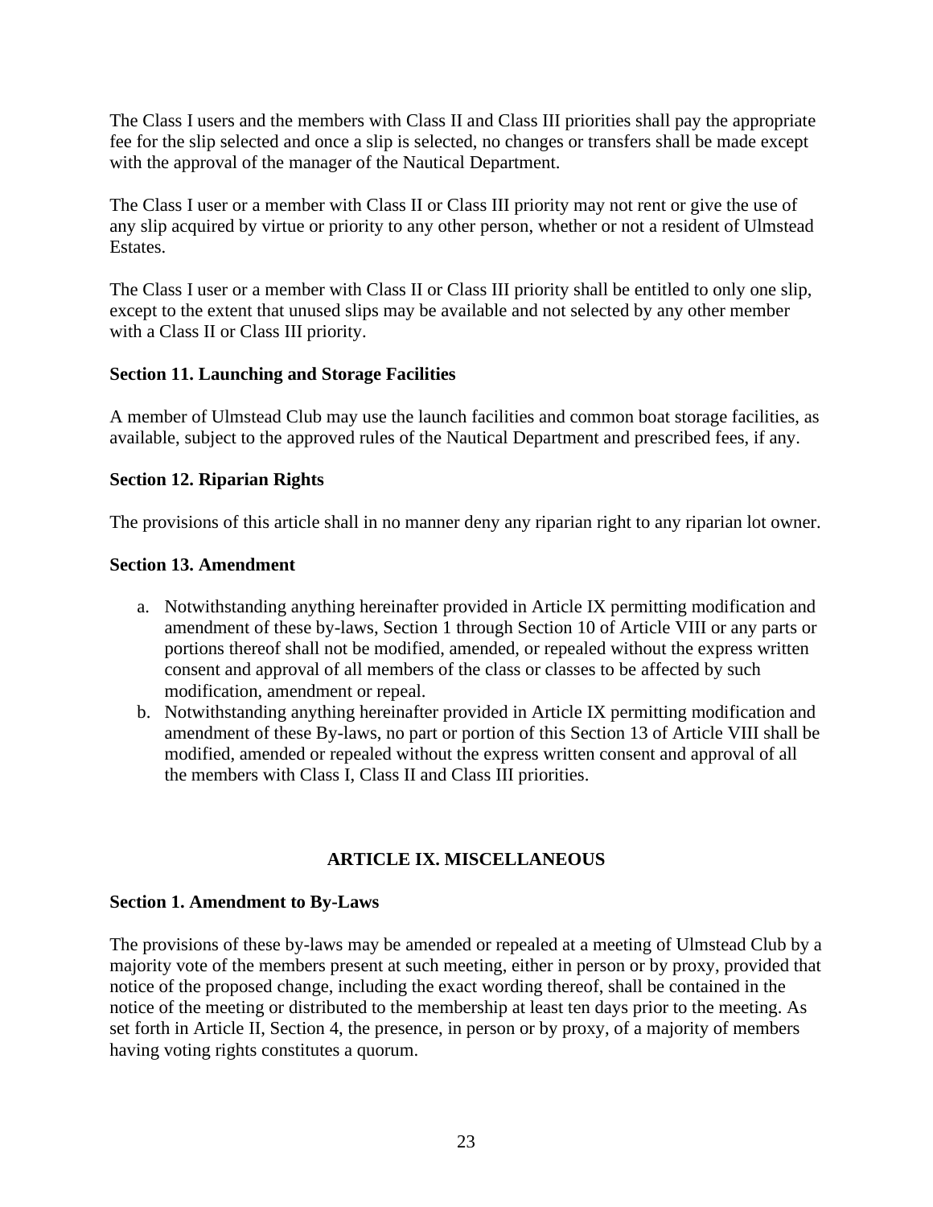The Class I users and the members with Class II and Class III priorities shall pay the appropriate fee for the slip selected and once a slip is selected, no changes or transfers shall be made except with the approval of the manager of the Nautical Department.

The Class I user or a member with Class II or Class III priority may not rent or give the use of any slip acquired by virtue or priority to any other person, whether or not a resident of Ulmstead Estates.

The Class I user or a member with Class II or Class III priority shall be entitled to only one slip, except to the extent that unused slips may be available and not selected by any other member with a Class II or Class III priority.

**Section 11. Launching and Storage Facilities**

A member of Ulmstead Club may use the launch facilities and common boat storage facilities, as available, subject to the approved rules of the Nautical Department and prescribed fees, if any.

**Section 12. Riparian Rights**

The provisions of this article shall in no manner deny any riparian right to any riparian lot owner.

**Section 13. Amendment**

a. Notwithstanding anything hereinafter provided in Article IX permitting modification and amendment of these by-laws, Section 1 through Section 10 of Article VIII or any parts or portions thereof shall not be modified, amended, or repealed without the express written consent and approval of all members of the class or classes to be affected by such modification, amendment or repeal.
b. Notwithstanding anything hereinafter provided in Article IX permitting modification and amendment of these By-laws, no part or portion of this Section 13 of Article VIII shall be modified, amended or repealed without the express written consent and approval of all the members with Class I, Class II and Class III priorities.

## ARTICLE IX. MISCELLANEOUS

**Section 1. Amendment to By-Laws**

The provisions of these by-laws may be amended or repealed at a meeting of Ulmstead Club by a majority vote of the members present at such meeting, either in person or by proxy, provided that notice of the proposed change, including the exact wording thereof, shall be contained in the notice of the meeting or distributed to the membership at least ten days prior to the meeting. As set forth in Article II, Section 4, the presence, in person or by proxy, of a majority of members having voting rights constitutes a quorum.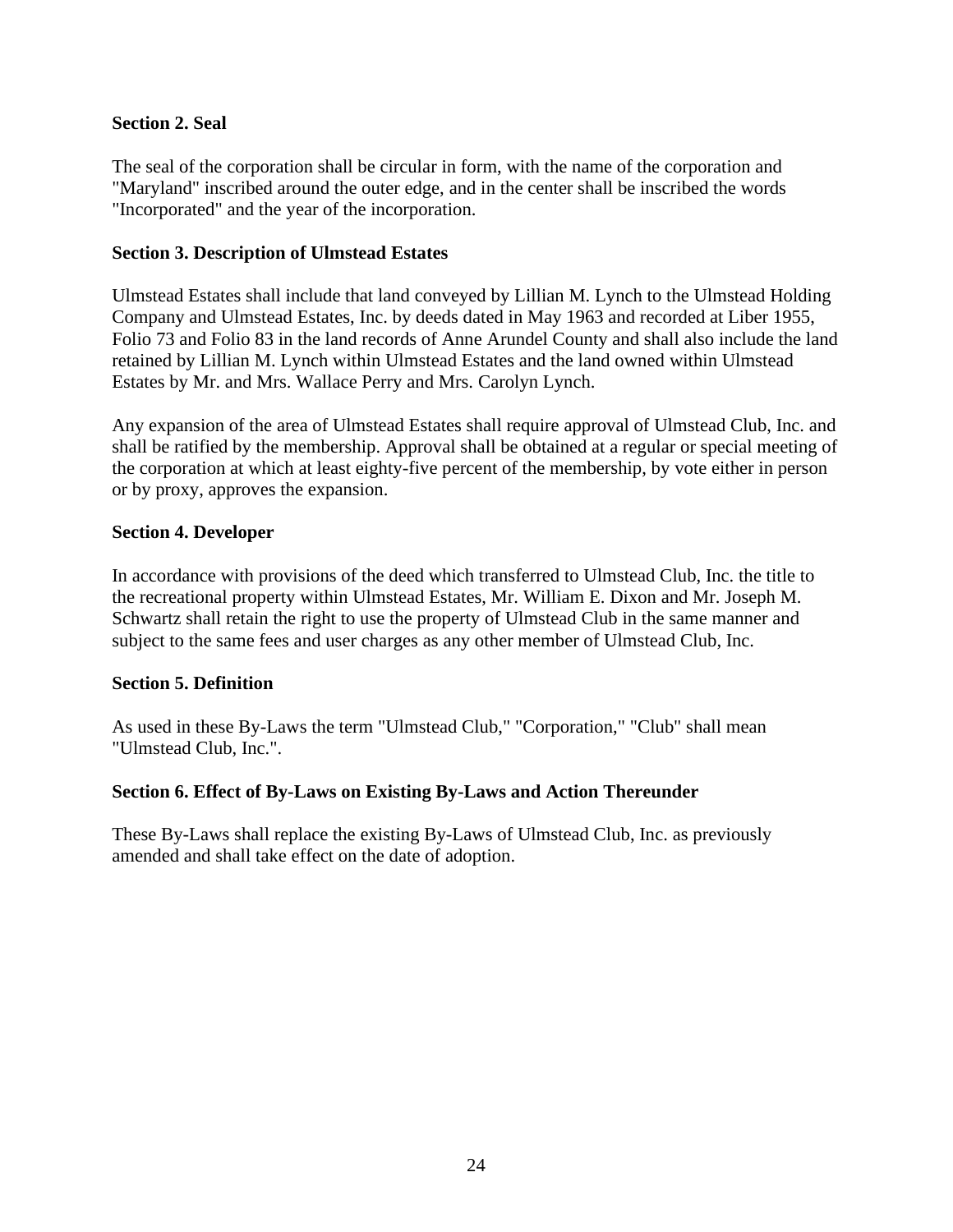**Section 2. Seal**

The seal of the corporation shall be circular in form, with the name of the corporation and "Maryland" inscribed around the outer edge, and in the center shall be inscribed the words "Incorporated" and the year of the incorporation.

**Section 3. Description of Ulmstead Estates**

Ulmstead Estates shall include that land conveyed by Lillian M. Lynch to the Ulmstead Holding Company and Ulmstead Estates, Inc. by deeds dated in May 1963 and recorded at Liber 1955, Folio 73 and Folio 83 in the land records of Anne Arundel County and shall also include the land retained by Lillian M. Lynch within Ulmstead Estates and the land owned within Ulmstead Estates by Mr. and Mrs. Wallace Perry and Mrs. Carolyn Lynch.

Any expansion of the area of Ulmstead Estates shall require approval of Ulmstead Club, Inc. and shall be ratified by the membership. Approval shall be obtained at a regular or special meeting of the corporation at which at least eighty-five percent of the membership, by vote either in person or by proxy, approves the expansion.

**Section 4. Developer**

In accordance with provisions of the deed which transferred to Ulmstead Club, Inc. the title to the recreational property within Ulmstead Estates, Mr. William E. Dixon and Mr. Joseph M. Schwartz shall retain the right to use the property of Ulmstead Club in the same manner and subject to the same fees and user charges as any other member of Ulmstead Club, Inc.

**Section 5. Definition**

As used in these By-Laws the term "Ulmstead Club," "Corporation," "Club" shall mean "Ulmstead Club, Inc.".

**Section 6. Effect of By-Laws on Existing By-Laws and Action Thereunder**

These By-Laws shall replace the existing By-Laws of Ulmstead Club, Inc. as previously amended and shall take effect on the date of adoption.